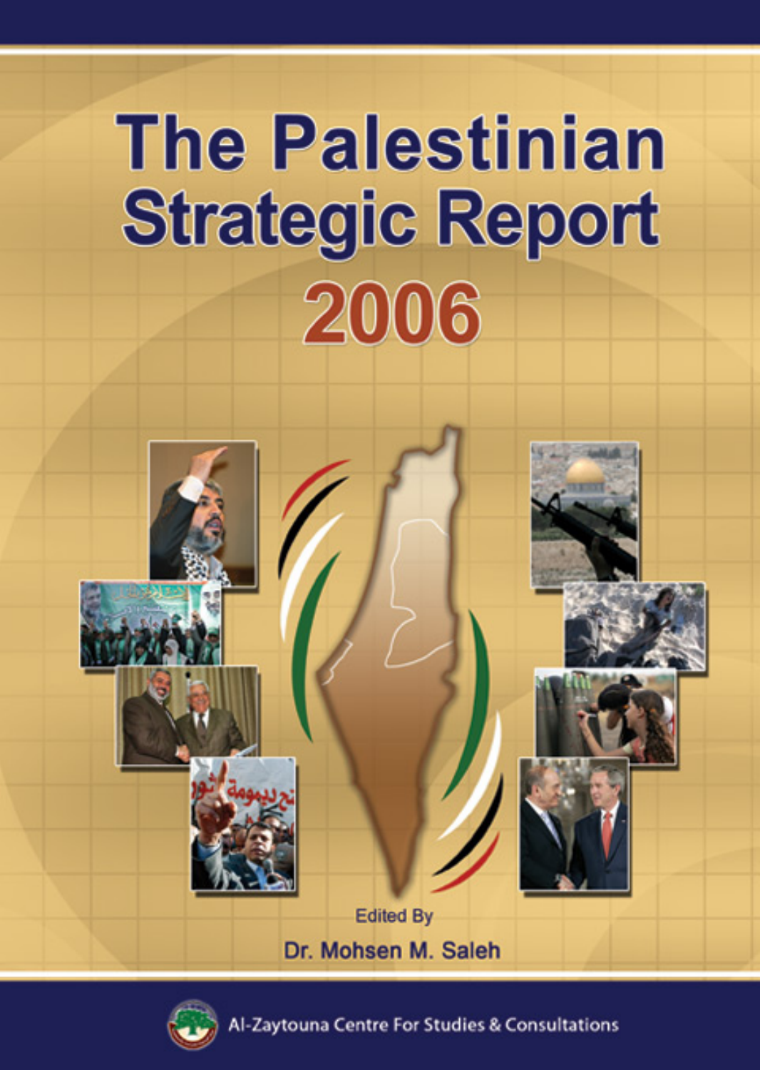# The Palestinian Strategic Report 2006

Edited By

Dr. Mohsen M. Saleh

Al-Zaytouna Centre For Studies & Consultations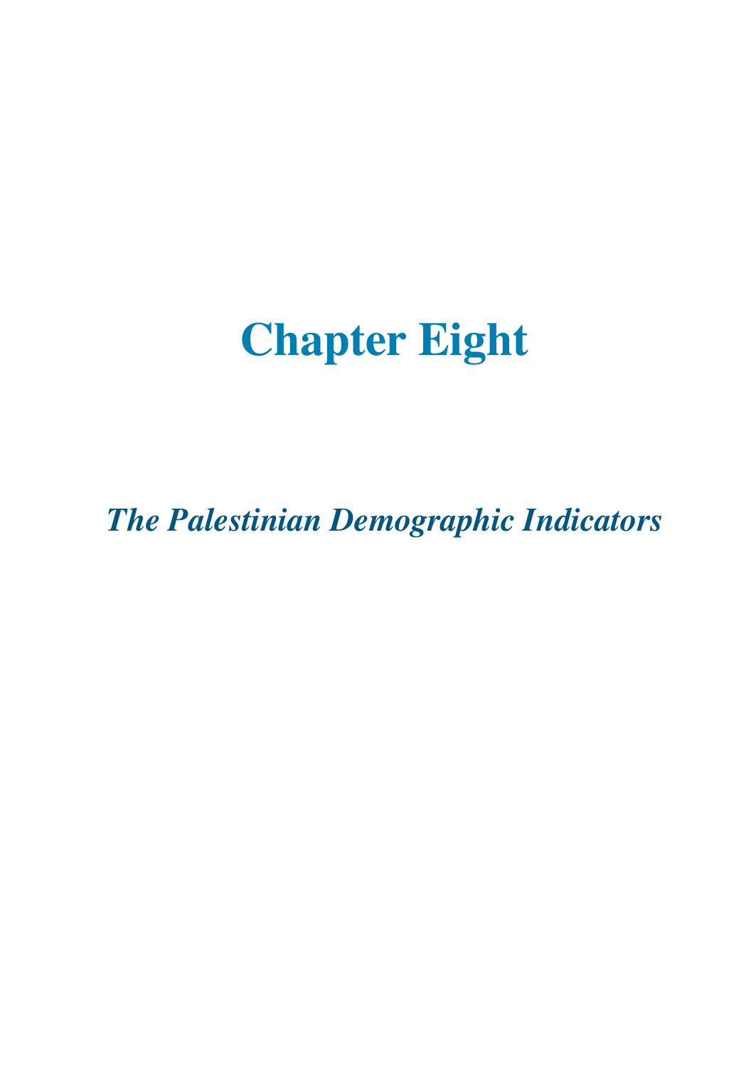# Chapter Eight

## *The Palestinian Demographic Indicators*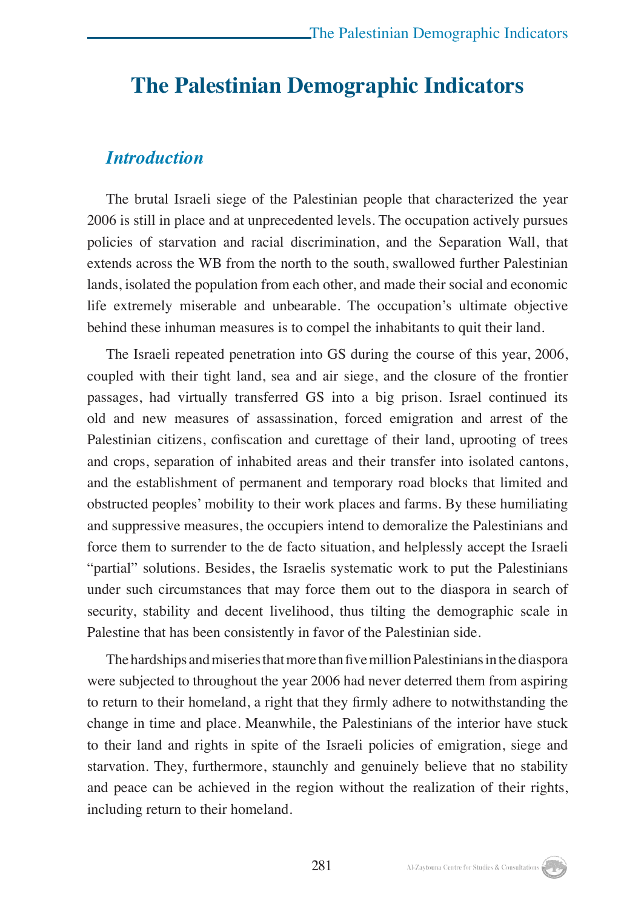# The Palestinian Demographic Indicators

## *Introduction*

The brutal Israeli siege of the Palestinian people that characterized the year 2006 is still in place and at unprecedented levels. The occupation actively pursues policies of starvation and racial discrimination, and the Separation Wall, that extends across the WB from the north to the south, swallowed further Palestinian lands, isolated the population from each other, and made their social and economic life extremely miserable and unbearable. The occupation's ultimate objective behind these inhuman measures is to compel the inhabitants to quit their land.

The Israeli repeated penetration into GS during the course of this year, 2006, coupled with their tight land, sea and air siege, and the closure of the frontier passages, had virtually transferred GS into a big prison. Israel continued its old and new measures of assassination, forced emigration and arrest of the Palestinian citizens, confiscation and curettage of their land, uprooting of trees and crops, separation of inhabited areas and their transfer into isolated cantons, and the establishment of permanent and temporary road blocks that limited and obstructed peoples' mobility to their work places and farms. By these humiliating and suppressive measures, the occupiers intend to demoralize the Palestinians and force them to surrender to the de facto situation, and helplessly accept the Israeli "partial" solutions. Besides, the Israelis systematic work to put the Palestinians under such circumstances that may force them out to the diaspora in search of security, stability and decent livelihood, thus tilting the demographic scale in Palestine that has been consistently in favor of the Palestinian side.

The hardships and miseries that more than five million Palestinians in the diaspora were subjected to throughout the year 2006 had never deterred them from aspiring to return to their homeland, a right that they firmly adhere to notwithstanding the change in time and place. Meanwhile, the Palestinians of the interior have stuck to their land and rights in spite of the Israeli policies of emigration, siege and starvation. They, furthermore, staunchly and genuinely believe that no stability and peace can be achieved in the region without the realization of their rights, including return to their homeland.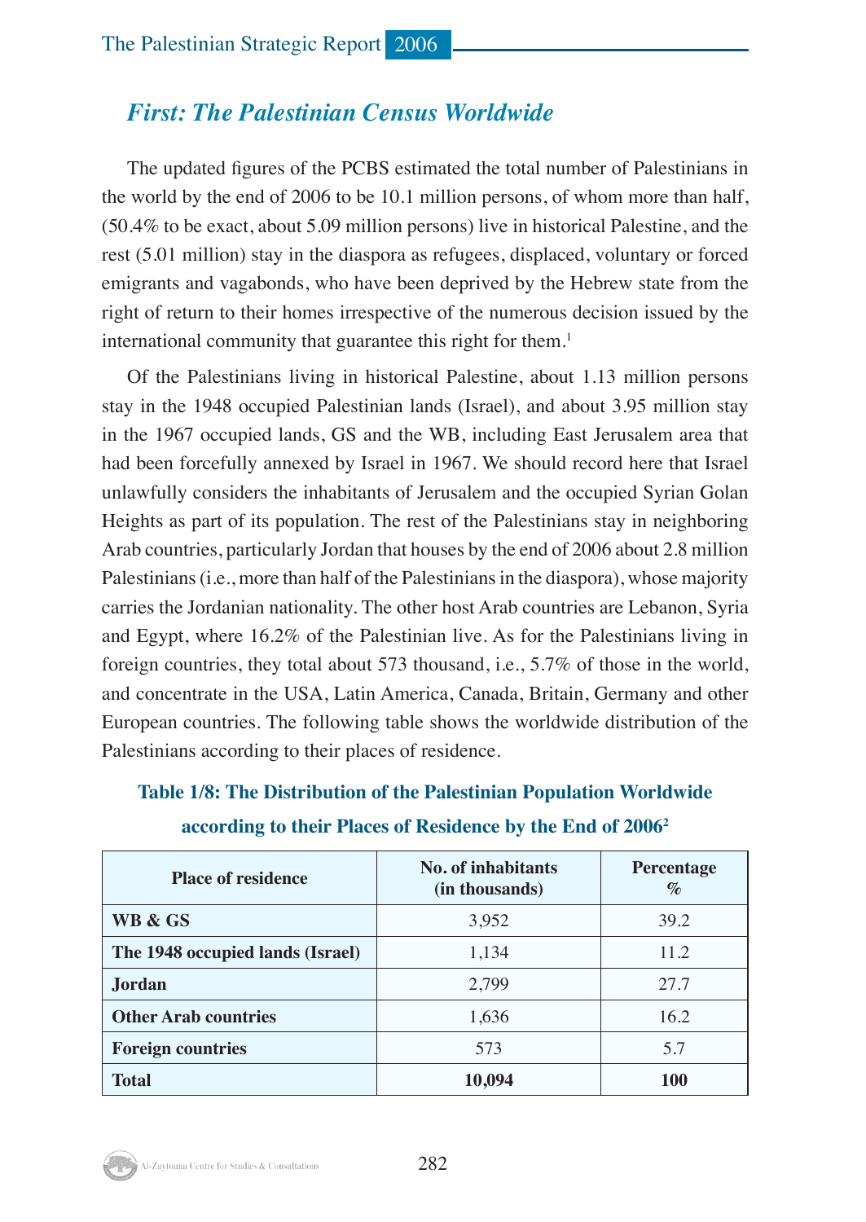## *First: The Palestinian Census Worldwide*

The updated figures of the PCBS estimated the total number of Palestinians in the world by the end of 2006 to be 10.1 million persons, of whom more than half, (50.4% to be exact, about 5.09 million persons) live in historical Palestine, and the rest (5.01 million) stay in the diaspora as refugees, displaced, voluntary or forced emigrants and vagabonds, who have been deprived by the Hebrew state from the right of return to their homes irrespective of the numerous decision issued by the international community that guarantee this right for them.[1]

Of the Palestinians living in historical Palestine, about 1.13 million persons stay in the 1948 occupied Palestinian lands (Israel), and about 3.95 million stay in the 1967 occupied lands, GS and the WB, including East Jerusalem area that had been forcefully annexed by Israel in 1967. We should record here that Israel unlawfully considers the inhabitants of Jerusalem and the occupied Syrian Golan Heights as part of its population. The rest of the Palestinians stay in neighboring Arab countries, particularly Jordan that houses by the end of 2006 about 2.8 million Palestinians (i.e., more than half of the Palestinians in the diaspora), whose majority carries the Jordanian nationality. The other host Arab countries are Lebanon, Syria and Egypt, where 16.2% of the Palestinian live. As for the Palestinians living in foreign countries, they total about 573 thousand, i.e., 5.7% of those in the world, and concentrate in the USA, Latin America, Canada, Britain, Germany and other European countries. The following table shows the worldwide distribution of the Palestinians according to their places of residence.

**Table 1/8: The Distribution of the Palestinian Population Worldwide according to their Places of Residence by the End of 2006[2]**

| Place of residence | No. of inhabitants (in thousands) | Percentage % |
|---|---|---|
| **WB & GS** | 3,952 | 39.2 |
| **The 1948 occupied lands (Israel)** | 1,134 | 11.2 |
| **Jordan** | 2,799 | 27.7 |
| **Other Arab countries** | 1,636 | 16.2 |
| **Foreign countries** | 573 | 5.7 |
| **Total** | **10,094** | **100** |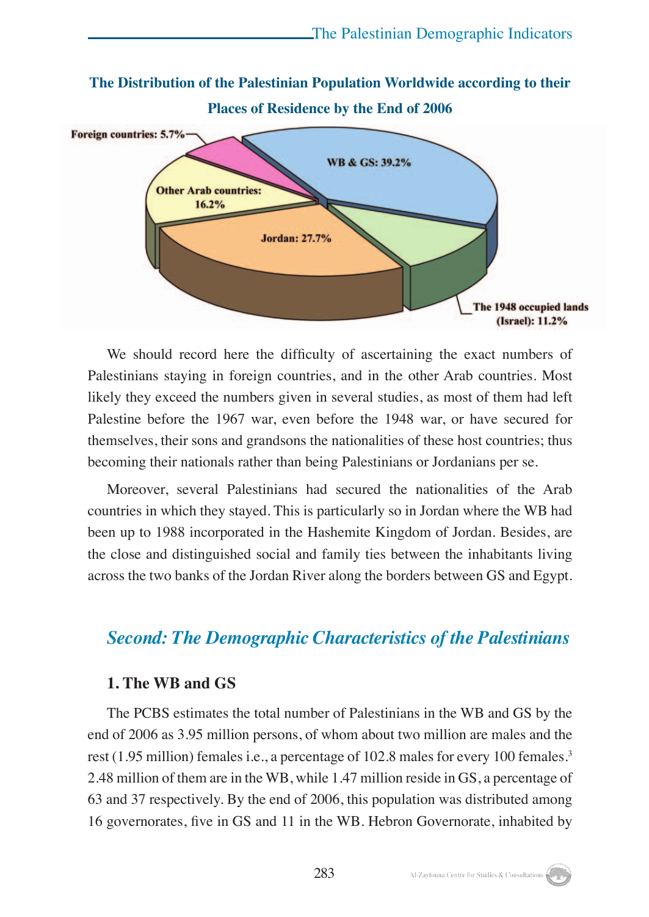**The Distribution of the Palestinian Population Worldwide according to their Places of Residence by the End of 2006**

| Place of Residence | Percentage |
|---|---|
| WB & GS | 39.2% |
| Jordan | 27.7% |
| Other Arab countries | 16.2% |
| The 1948 occupied lands (Israel) | 11.2% |
| Foreign countries | 5.7% |

We should record here the difficulty of ascertaining the exact numbers of Palestinians staying in foreign countries, and in the other Arab countries. Most likely they exceed the numbers given in several studies, as most of them had left Palestine before the 1967 war, even before the 1948 war, or have secured for themselves, their sons and grandsons the nationalities of these host countries; thus becoming their nationals rather than being Palestinians or Jordanians per se.

Moreover, several Palestinians had secured the nationalities of the Arab countries in which they stayed. This is particularly so in Jordan where the WB had been up to 1988 incorporated in the Hashemite Kingdom of Jordan. Besides, are the close and distinguished social and family ties between the inhabitants living across the two banks of the Jordan River along the borders between GS and Egypt.

## *Second: The Demographic Characteristics of the Palestinians*

### 1. The WB and GS

The PCBS estimates the total number of Palestinians in the WB and GS by the end of 2006 as 3.95 million persons, of whom about two million are males and the rest (1.95 million) females i.e., a percentage of 102.8 males for every 100 females.[3] 2.48 million of them are in the WB, while 1.47 million reside in GS, a percentage of 63 and 37 respectively. By the end of 2006, this population was distributed among 16 governorates, five in GS and 11 in the WB. Hebron Governorate, inhabited by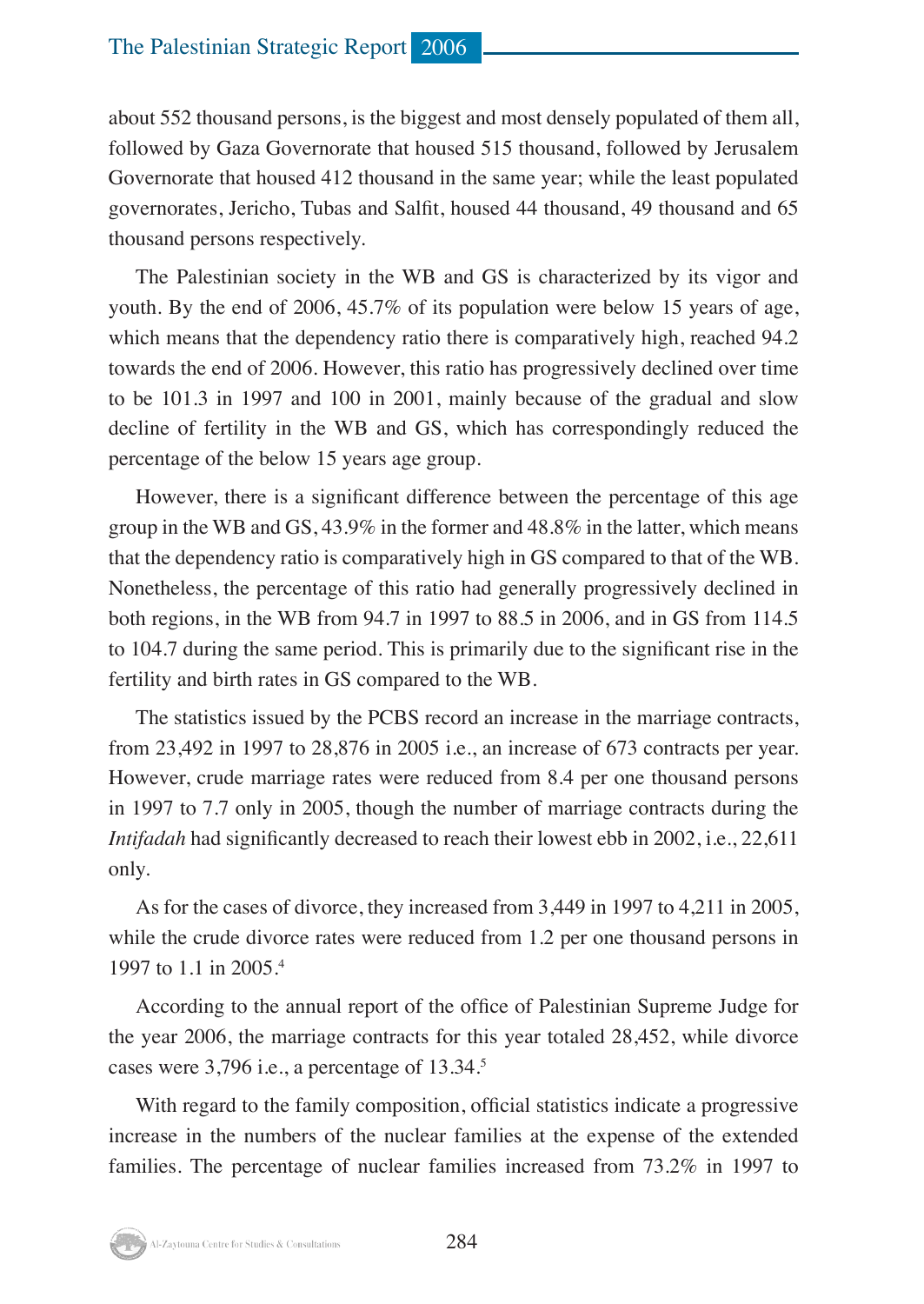about 552 thousand persons, is the biggest and most densely populated of them all, followed by Gaza Governorate that housed 515 thousand, followed by Jerusalem Governorate that housed 412 thousand in the same year; while the least populated governorates, Jericho, Tubas and Salfit, housed 44 thousand, 49 thousand and 65 thousand persons respectively.

The Palestinian society in the WB and GS is characterized by its vigor and youth. By the end of 2006, 45.7% of its population were below 15 years of age, which means that the dependency ratio there is comparatively high, reached 94.2 towards the end of 2006. However, this ratio has progressively declined over time to be 101.3 in 1997 and 100 in 2001, mainly because of the gradual and slow decline of fertility in the WB and GS, which has correspondingly reduced the percentage of the below 15 years age group.

However, there is a significant difference between the percentage of this age group in the WB and GS, 43.9% in the former and 48.8% in the latter, which means that the dependency ratio is comparatively high in GS compared to that of the WB. Nonetheless, the percentage of this ratio had generally progressively declined in both regions, in the WB from 94.7 in 1997 to 88.5 in 2006, and in GS from 114.5 to 104.7 during the same period. This is primarily due to the significant rise in the fertility and birth rates in GS compared to the WB.

The statistics issued by the PCBS record an increase in the marriage contracts, from 23,492 in 1997 to 28,876 in 2005 i.e., an increase of 673 contracts per year. However, crude marriage rates were reduced from 8.4 per one thousand persons in 1997 to 7.7 only in 2005, though the number of marriage contracts during the *Intifadah* had significantly decreased to reach their lowest ebb in 2002, i.e., 22,611 only.

As for the cases of divorce, they increased from 3,449 in 1997 to 4,211 in 2005, while the crude divorce rates were reduced from 1.2 per one thousand persons in 1997 to 1.1 in 2005.[4]

According to the annual report of the office of Palestinian Supreme Judge for the year 2006, the marriage contracts for this year totaled 28,452, while divorce cases were 3,796 i.e., a percentage of 13.34.[5]

With regard to the family composition, official statistics indicate a progressive increase in the numbers of the nuclear families at the expense of the extended families. The percentage of nuclear families increased from 73.2% in 1997 to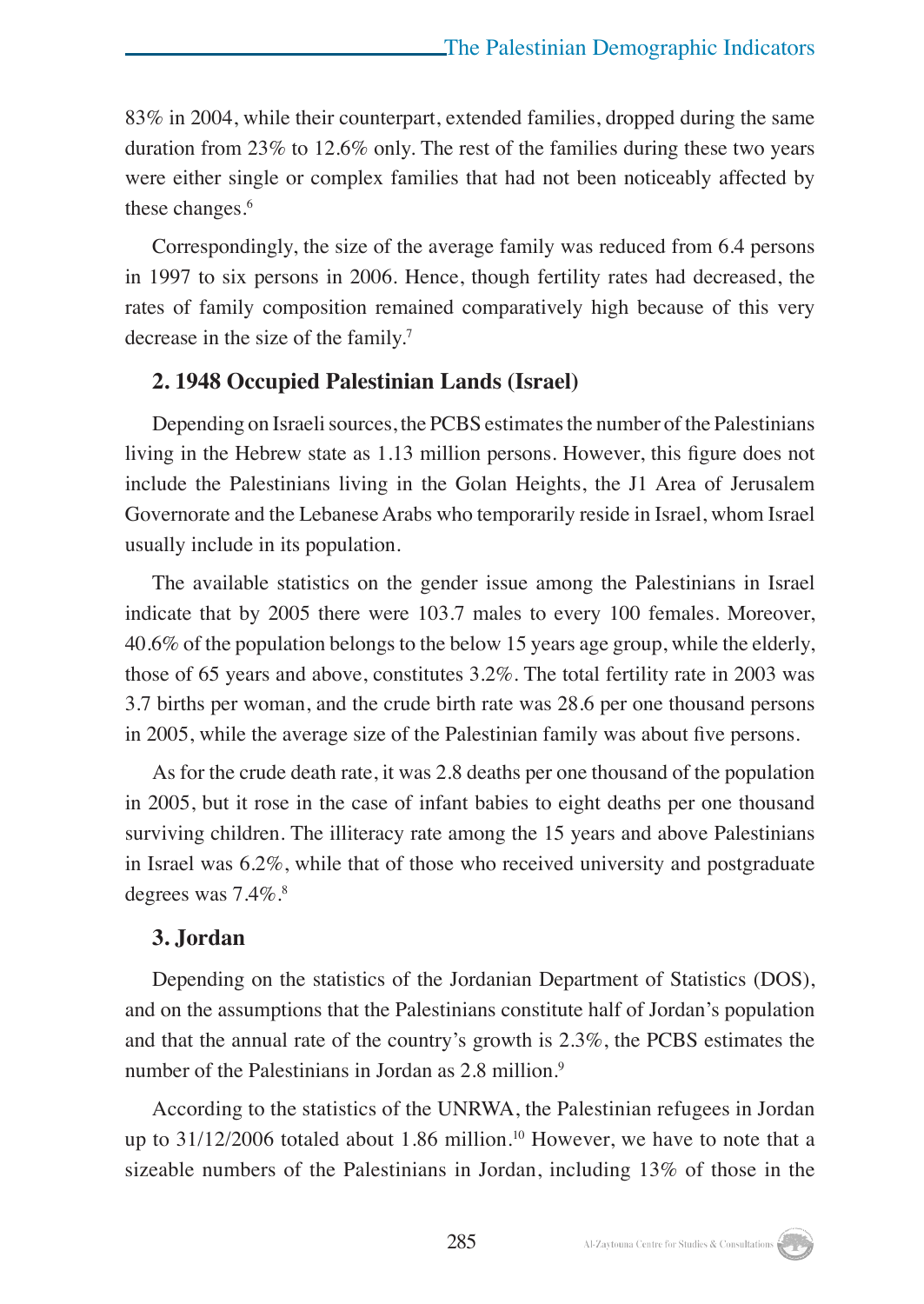83% in 2004, while their counterpart, extended families, dropped during the same duration from 23% to 12.6% only. The rest of the families during these two years were either single or complex families that had not been noticeably affected by these changes.[6]

Correspondingly, the size of the average family was reduced from 6.4 persons in 1997 to six persons in 2006. Hence, though fertility rates had decreased, the rates of family composition remained comparatively high because of this very decrease in the size of the family.[7]

### 2. 1948 Occupied Palestinian Lands (Israel)

Depending on Israeli sources, the PCBS estimates the number of the Palestinians living in the Hebrew state as 1.13 million persons. However, this figure does not include the Palestinians living in the Golan Heights, the J1 Area of Jerusalem Governorate and the Lebanese Arabs who temporarily reside in Israel, whom Israel usually include in its population.

The available statistics on the gender issue among the Palestinians in Israel indicate that by 2005 there were 103.7 males to every 100 females. Moreover, 40.6% of the population belongs to the below 15 years age group, while the elderly, those of 65 years and above, constitutes 3.2%. The total fertility rate in 2003 was 3.7 births per woman, and the crude birth rate was 28.6 per one thousand persons in 2005, while the average size of the Palestinian family was about five persons.

As for the crude death rate, it was 2.8 deaths per one thousand of the population in 2005, but it rose in the case of infant babies to eight deaths per one thousand surviving children. The illiteracy rate among the 15 years and above Palestinians in Israel was 6.2%, while that of those who received university and postgraduate degrees was 7.4%.[8]

### 3. Jordan

Depending on the statistics of the Jordanian Department of Statistics (DOS), and on the assumptions that the Palestinians constitute half of Jordan's population and that the annual rate of the country's growth is 2.3%, the PCBS estimates the number of the Palestinians in Jordan as 2.8 million.[9]

According to the statistics of the UNRWA, the Palestinian refugees in Jordan up to 31/12/2006 totaled about 1.86 million.[10] However, we have to note that a sizeable numbers of the Palestinians in Jordan, including 13% of those in the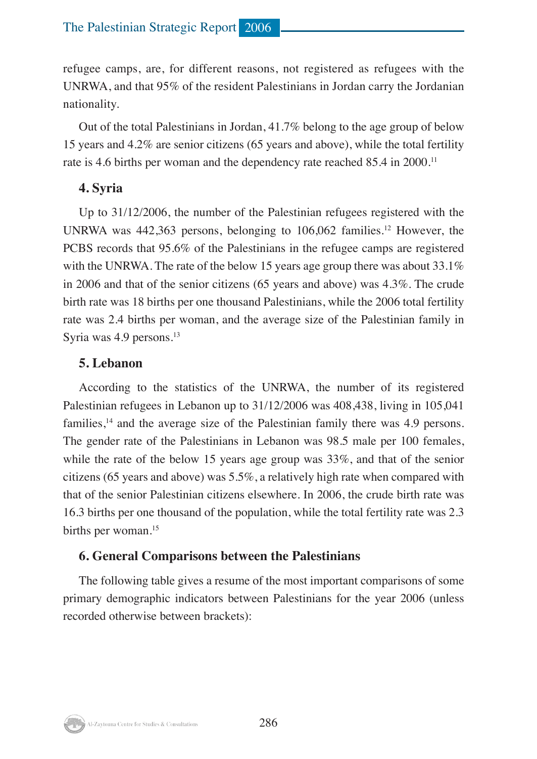refugee camps, are, for different reasons, not registered as refugees with the UNRWA, and that 95% of the resident Palestinians in Jordan carry the Jordanian nationality.

Out of the total Palestinians in Jordan, 41.7% belong to the age group of below 15 years and 4.2% are senior citizens (65 years and above), while the total fertility rate is 4.6 births per woman and the dependency rate reached 85.4 in 2000.[11]

### 4. Syria

Up to 31/12/2006, the number of the Palestinian refugees registered with the UNRWA was 442,363 persons, belonging to 106,062 families.[12] However, the PCBS records that 95.6% of the Palestinians in the refugee camps are registered with the UNRWA. The rate of the below 15 years age group there was about 33.1% in 2006 and that of the senior citizens (65 years and above) was 4.3%. The crude birth rate was 18 births per one thousand Palestinians, while the 2006 total fertility rate was 2.4 births per woman, and the average size of the Palestinian family in Syria was 4.9 persons.[13]

### 5. Lebanon

According to the statistics of the UNRWA, the number of its registered Palestinian refugees in Lebanon up to 31/12/2006 was 408,438, living in 105,041 families,[14] and the average size of the Palestinian family there was 4.9 persons. The gender rate of the Palestinians in Lebanon was 98.5 male per 100 females, while the rate of the below 15 years age group was 33%, and that of the senior citizens (65 years and above) was 5.5%, a relatively high rate when compared with that of the senior Palestinian citizens elsewhere. In 2006, the crude birth rate was 16.3 births per one thousand of the population, while the total fertility rate was 2.3 births per woman.[15]

### 6. General Comparisons between the Palestinians

The following table gives a resume of the most important comparisons of some primary demographic indicators between Palestinians for the year 2006 (unless recorded otherwise between brackets):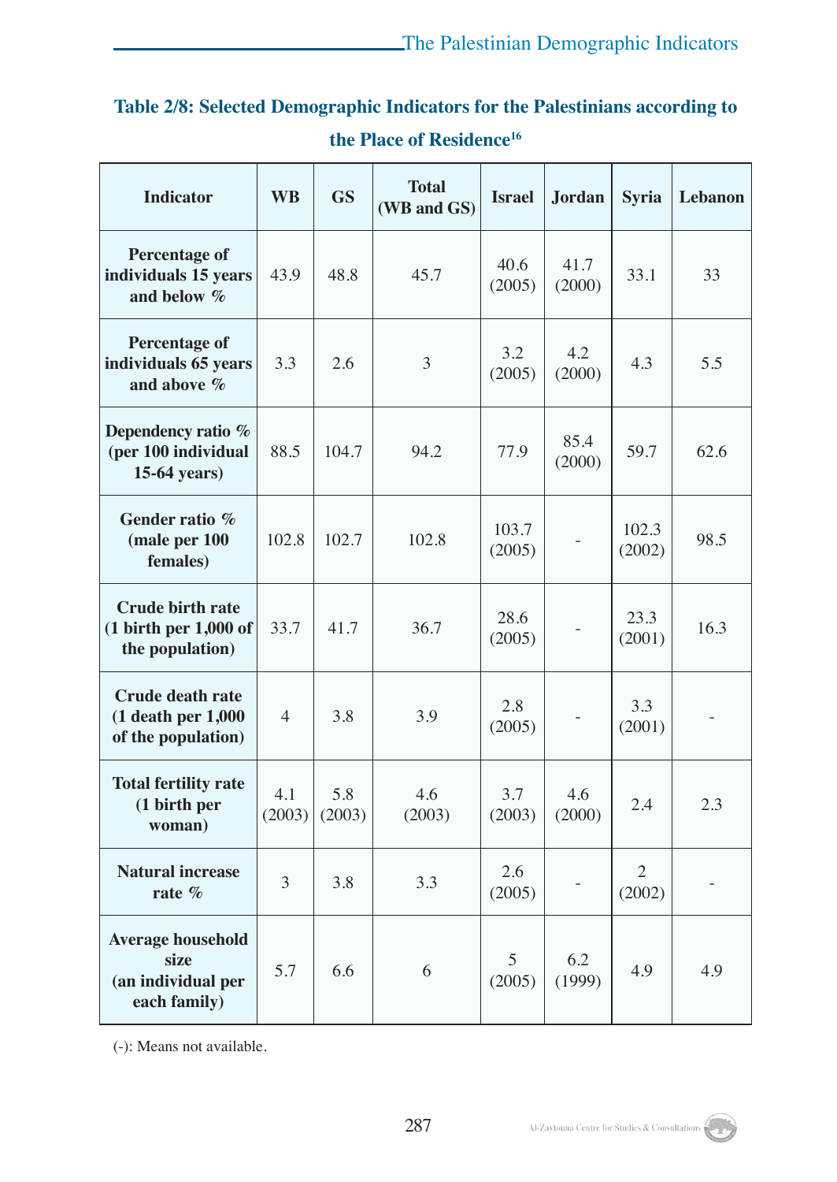**Table 2/8: Selected Demographic Indicators for the Palestinians according to the Place of Residence[16]**

| Indicator | WB | GS | Total (WB and GS) | Israel | Jordan | Syria | Lebanon |
|---|---|---|---|---|---|---|---|
| Percentage of individuals 15 years and below % | 43.9 | 48.8 | 45.7 | 40.6 (2005) | 41.7 (2000) | 33.1 | 33 |
| Percentage of individuals 65 years and above % | 3.3 | 2.6 | 3 | 3.2 (2005) | 4.2 (2000) | 4.3 | 5.5 |
| Dependency ratio % (per 100 individual 15-64 years) | 88.5 | 104.7 | 94.2 | 77.9 | 85.4 (2000) | 59.7 | 62.6 |
| Gender ratio % (male per 100 females) | 102.8 | 102.7 | 102.8 | 103.7 (2005) | - | 102.3 (2002) | 98.5 |
| Crude birth rate (1 birth per 1,000 of the population) | 33.7 | 41.7 | 36.7 | 28.6 (2005) | - | 23.3 (2001) | 16.3 |
| Crude death rate (1 death per 1,000 of the population) | 4 | 3.8 | 3.9 | 2.8 (2005) | - | 3.3 (2001) | - |
| Total fertility rate (1 birth per woman) | 4.1 (2003) | 5.8 (2003) | 4.6 (2003) | 3.7 (2003) | 4.6 (2000) | 2.4 | 2.3 |
| Natural increase rate % | 3 | 3.8 | 3.3 | 2.6 (2005) | - | 2 (2002) | - |
| Average household size (an individual per each family) | 5.7 | 6.6 | 6 | 5 (2005) | 6.2 (1999) | 4.9 | 4.9 |

(-): Means not available.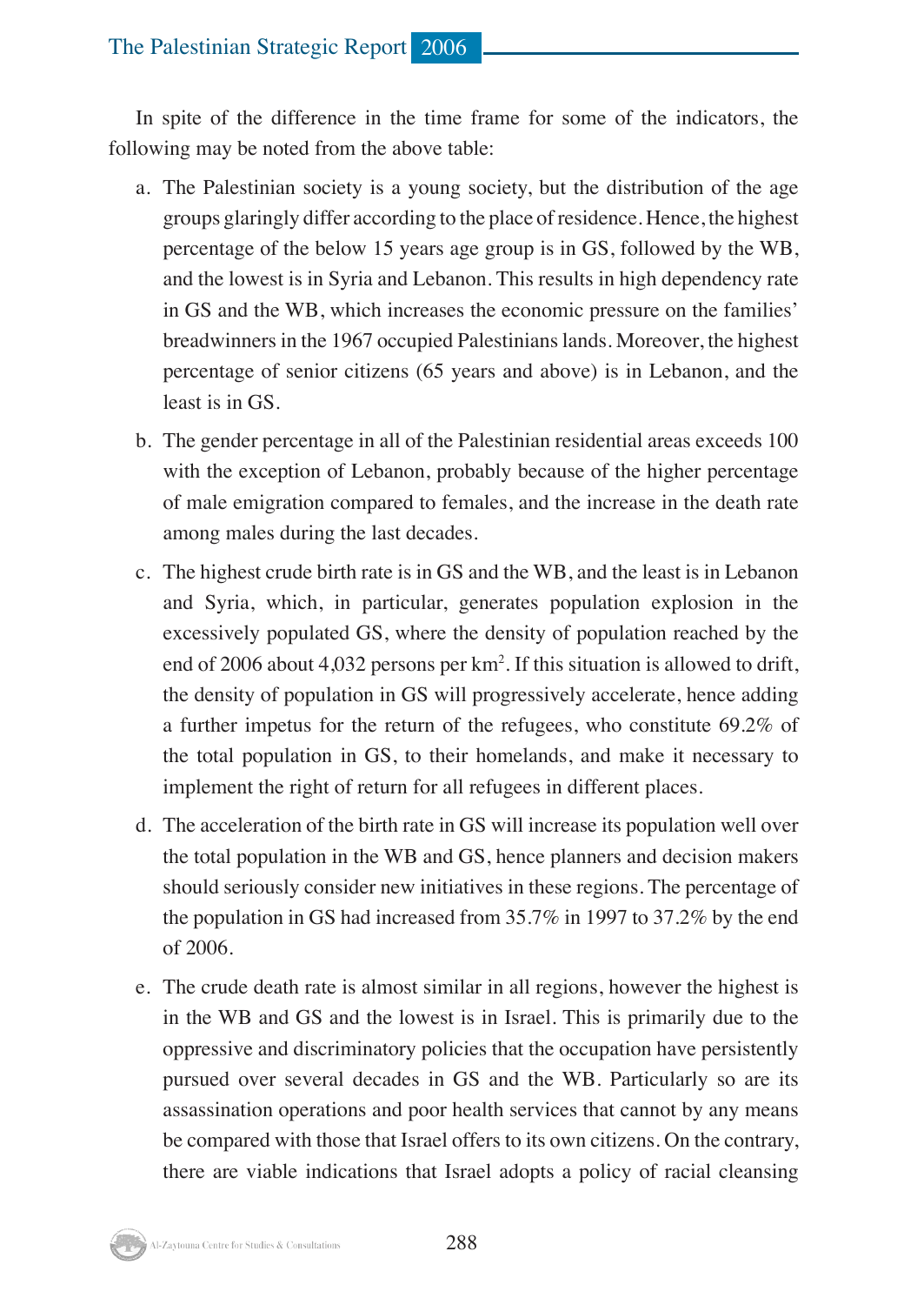In spite of the difference in the time frame for some of the indicators, the following may be noted from the above table:

a. The Palestinian society is a young society, but the distribution of the age groups glaringly differ according to the place of residence. Hence, the highest percentage of the below 15 years age group is in GS, followed by the WB, and the lowest is in Syria and Lebanon. This results in high dependency rate in GS and the WB, which increases the economic pressure on the families' breadwinners in the 1967 occupied Palestinians lands. Moreover, the highest percentage of senior citizens (65 years and above) is in Lebanon, and the least is in GS.

b. The gender percentage in all of the Palestinian residential areas exceeds 100 with the exception of Lebanon, probably because of the higher percentage of male emigration compared to females, and the increase in the death rate among males during the last decades.

c. The highest crude birth rate is in GS and the WB, and the least is in Lebanon and Syria, which, in particular, generates population explosion in the excessively populated GS, where the density of population reached by the end of 2006 about 4,032 persons per km². If this situation is allowed to drift, the density of population in GS will progressively accelerate, hence adding a further impetus for the return of the refugees, who constitute 69.2% of the total population in GS, to their homelands, and make it necessary to implement the right of return for all refugees in different places.

d. The acceleration of the birth rate in GS will increase its population well over the total population in the WB and GS, hence planners and decision makers should seriously consider new initiatives in these regions. The percentage of the population in GS had increased from 35.7% in 1997 to 37.2% by the end of 2006.

e. The crude death rate is almost similar in all regions, however the highest is in the WB and GS and the lowest is in Israel. This is primarily due to the oppressive and discriminatory policies that the occupation have persistently pursued over several decades in GS and the WB. Particularly so are its assassination operations and poor health services that cannot by any means be compared with those that Israel offers to its own citizens. On the contrary, there are viable indications that Israel adopts a policy of racial cleansing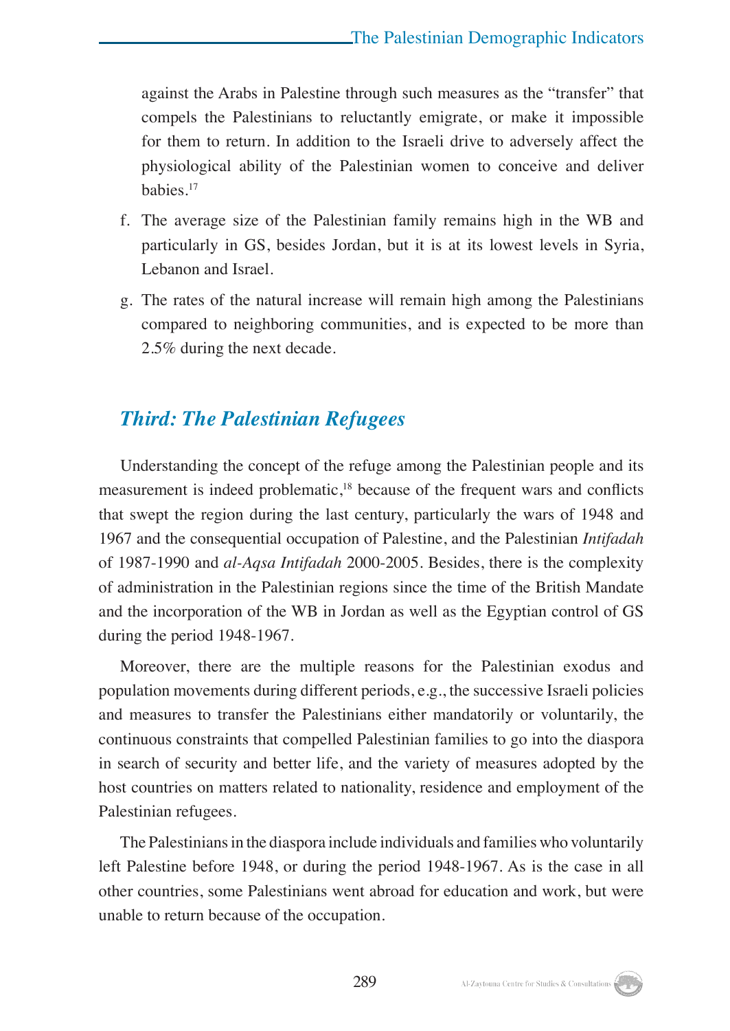against the Arabs in Palestine through such measures as the "transfer" that compels the Palestinians to reluctantly emigrate, or make it impossible for them to return. In addition to the Israeli drive to adversely affect the physiological ability of the Palestinian women to conceive and deliver babies.[17]

f. The average size of the Palestinian family remains high in the WB and particularly in GS, besides Jordan, but it is at its lowest levels in Syria, Lebanon and Israel.

g. The rates of the natural increase will remain high among the Palestinians compared to neighboring communities, and is expected to be more than 2.5% during the next decade.

## *Third: The Palestinian Refugees*

Understanding the concept of the refuge among the Palestinian people and its measurement is indeed problematic,[18] because of the frequent wars and conflicts that swept the region during the last century, particularly the wars of 1948 and 1967 and the consequential occupation of Palestine, and the Palestinian *Intifadah* of 1987-1990 and *al-Aqsa Intifadah* 2000-2005. Besides, there is the complexity of administration in the Palestinian regions since the time of the British Mandate and the incorporation of the WB in Jordan as well as the Egyptian control of GS during the period 1948-1967.

Moreover, there are the multiple reasons for the Palestinian exodus and population movements during different periods, e.g., the successive Israeli policies and measures to transfer the Palestinians either mandatorily or voluntarily, the continuous constraints that compelled Palestinian families to go into the diaspora in search of security and better life, and the variety of measures adopted by the host countries on matters related to nationality, residence and employment of the Palestinian refugees.

The Palestinians in the diaspora include individuals and families who voluntarily left Palestine before 1948, or during the period 1948-1967. As is the case in all other countries, some Palestinians went abroad for education and work, but were unable to return because of the occupation.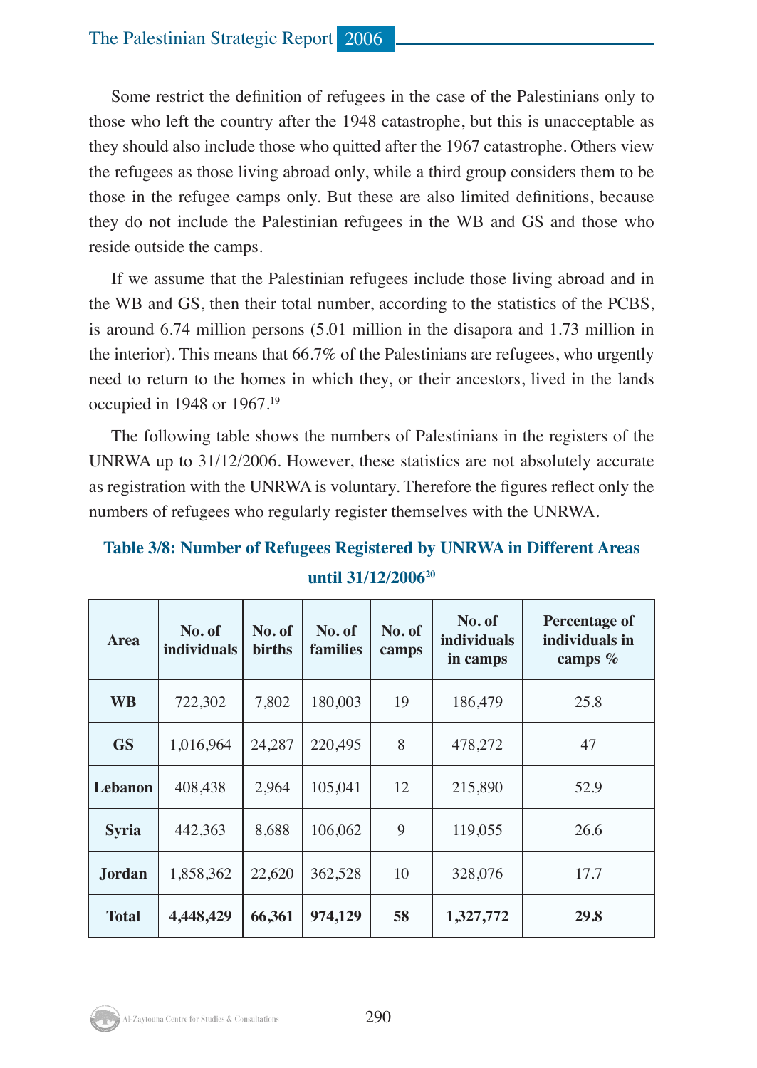Some restrict the definition of refugees in the case of the Palestinians only to those who left the country after the 1948 catastrophe, but this is unacceptable as they should also include those who quitted after the 1967 catastrophe. Others view the refugees as those living abroad only, while a third group considers them to be those in the refugee camps only. But these are also limited definitions, because they do not include the Palestinian refugees in the WB and GS and those who reside outside the camps.

If we assume that the Palestinian refugees include those living abroad and in the WB and GS, then their total number, according to the statistics of the PCBS, is around 6.74 million persons (5.01 million in the disapora and 1.73 million in the interior). This means that 66.7% of the Palestinians are refugees, who urgently need to return to the homes in which they, or their ancestors, lived in the lands occupied in 1948 or 1967.[19]

The following table shows the numbers of Palestinians in the registers of the UNRWA up to 31/12/2006. However, these statistics are not absolutely accurate as registration with the UNRWA is voluntary. Therefore the figures reflect only the numbers of refugees who regularly register themselves with the UNRWA.

**Table 3/8: Number of Refugees Registered by UNRWA in Different Areas until 31/12/2006[20]**

| Area | No. of individuals | No. of births | No. of families | No. of camps | No. of individuals in camps | Percentage of individuals in camps % |
|---|---|---|---|---|---|---|
| **WB** | 722,302 | 7,802 | 180,003 | 19 | 186,479 | 25.8 |
| **GS** | 1,016,964 | 24,287 | 220,495 | 8 | 478,272 | 47 |
| **Lebanon** | 408,438 | 2,964 | 105,041 | 12 | 215,890 | 52.9 |
| **Syria** | 442,363 | 8,688 | 106,062 | 9 | 119,055 | 26.6 |
| **Jordan** | 1,858,362 | 22,620 | 362,528 | 10 | 328,076 | 17.7 |
| **Total** | **4,448,429** | **66,361** | **974,129** | **58** | **1,327,772** | **29.8** |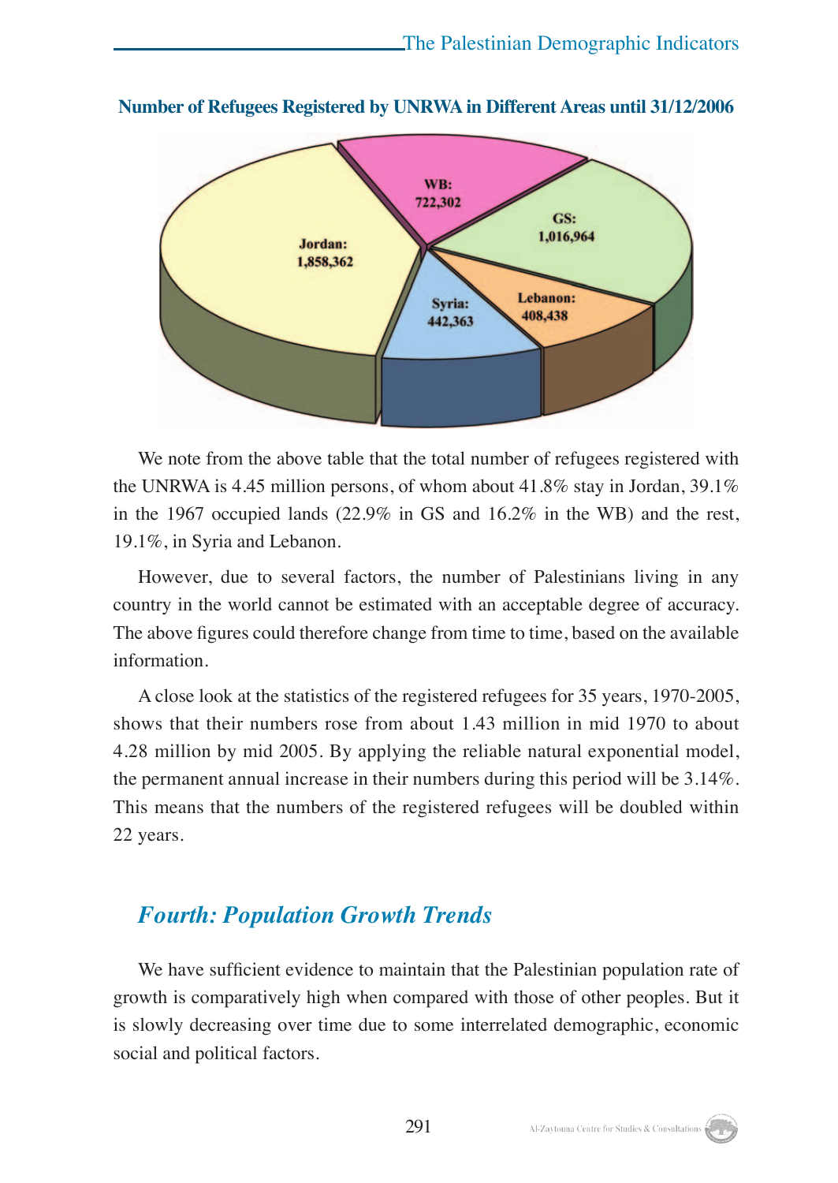**Number of Refugees Registered by UNRWA in Different Areas until 31/12/2006**

| Area | Number |
|---|---|
| Jordan | 1,858,362 |
| WB | 722,302 |
| GS | 1,016,964 |
| Lebanon | 408,438 |
| Syria | 442,363 |

We note from the above table that the total number of refugees registered with the UNRWA is 4.45 million persons, of whom about 41.8% stay in Jordan, 39.1% in the 1967 occupied lands (22.9% in GS and 16.2% in the WB) and the rest, 19.1%, in Syria and Lebanon.

However, due to several factors, the number of Palestinians living in any country in the world cannot be estimated with an acceptable degree of accuracy. The above figures could therefore change from time to time, based on the available information.

A close look at the statistics of the registered refugees for 35 years, 1970-2005, shows that their numbers rose from about 1.43 million in mid 1970 to about 4.28 million by mid 2005. By applying the reliable natural exponential model, the permanent annual increase in their numbers during this period will be 3.14%. This means that the numbers of the registered refugees will be doubled within 22 years.

## *Fourth: Population Growth Trends*

We have sufficient evidence to maintain that the Palestinian population rate of growth is comparatively high when compared with those of other peoples. But it is slowly decreasing over time due to some interrelated demographic, economic social and political factors.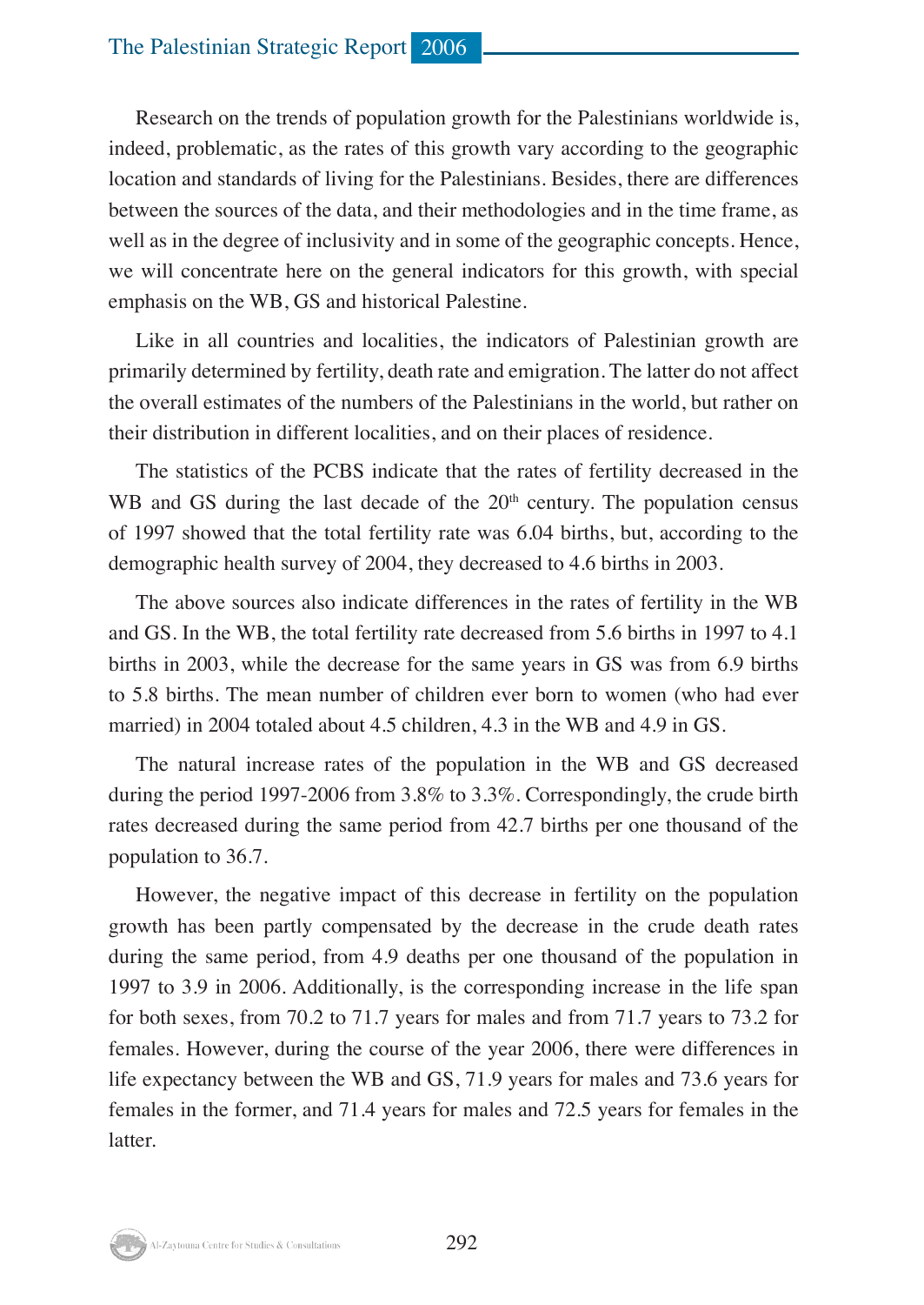Research on the trends of population growth for the Palestinians worldwide is, indeed, problematic, as the rates of this growth vary according to the geographic location and standards of living for the Palestinians. Besides, there are differences between the sources of the data, and their methodologies and in the time frame, as well as in the degree of inclusivity and in some of the geographic concepts. Hence, we will concentrate here on the general indicators for this growth, with special emphasis on the WB, GS and historical Palestine.

Like in all countries and localities, the indicators of Palestinian growth are primarily determined by fertility, death rate and emigration. The latter do not affect the overall estimates of the numbers of the Palestinians in the world, but rather on their distribution in different localities, and on their places of residence.

The statistics of the PCBS indicate that the rates of fertility decreased in the WB and GS during the last decade of the 20th century. The population census of 1997 showed that the total fertility rate was 6.04 births, but, according to the demographic health survey of 2004, they decreased to 4.6 births in 2003.

The above sources also indicate differences in the rates of fertility in the WB and GS. In the WB, the total fertility rate decreased from 5.6 births in 1997 to 4.1 births in 2003, while the decrease for the same years in GS was from 6.9 births to 5.8 births. The mean number of children ever born to women (who had ever married) in 2004 totaled about 4.5 children, 4.3 in the WB and 4.9 in GS.

The natural increase rates of the population in the WB and GS decreased during the period 1997-2006 from 3.8% to 3.3%. Correspondingly, the crude birth rates decreased during the same period from 42.7 births per one thousand of the population to 36.7.

However, the negative impact of this decrease in fertility on the population growth has been partly compensated by the decrease in the crude death rates during the same period, from 4.9 deaths per one thousand of the population in 1997 to 3.9 in 2006. Additionally, is the corresponding increase in the life span for both sexes, from 70.2 to 71.7 years for males and from 71.7 years to 73.2 for females. However, during the course of the year 2006, there were differences in life expectancy between the WB and GS, 71.9 years for males and 73.6 years for females in the former, and 71.4 years for males and 72.5 years for females in the latter.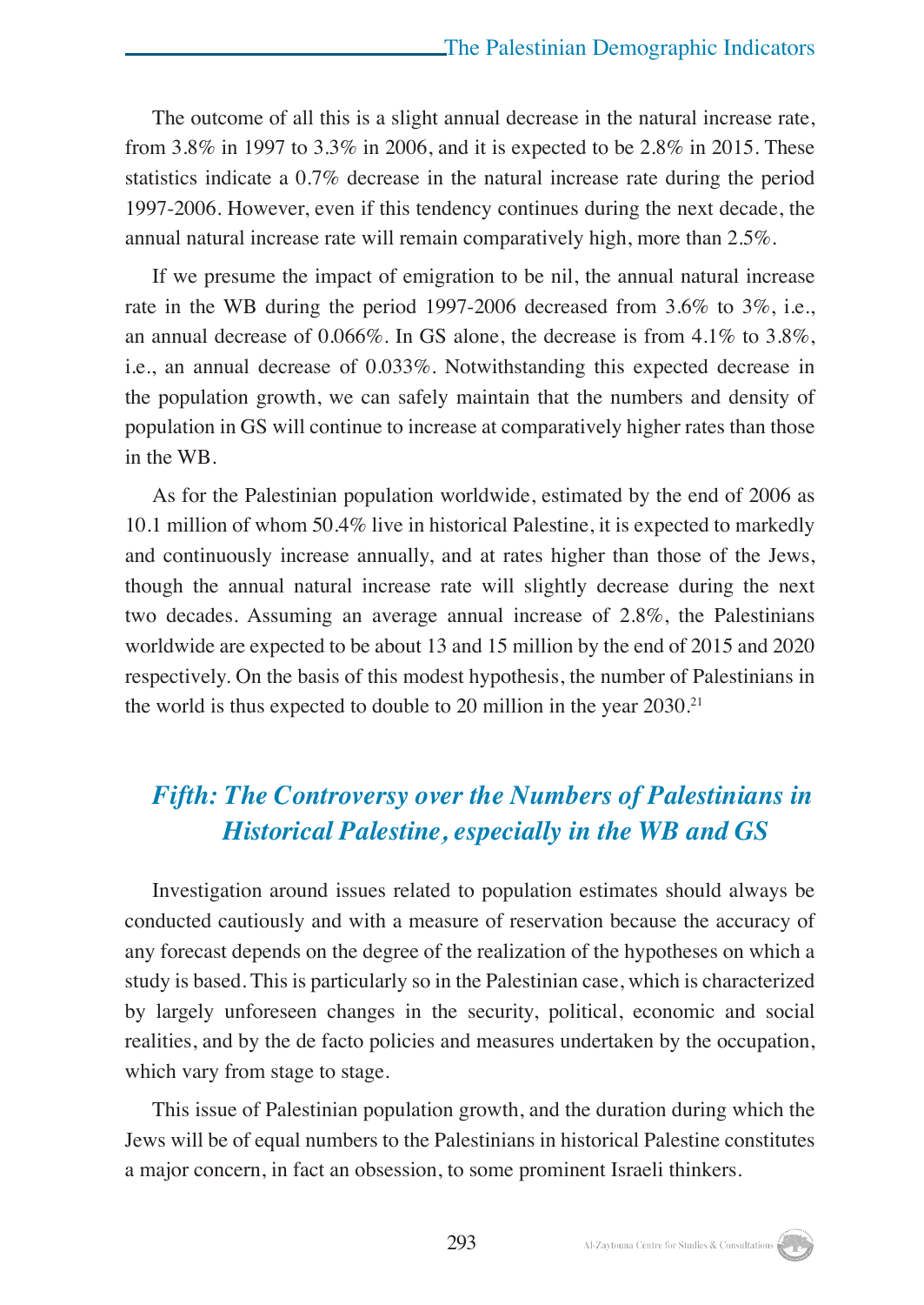The outcome of all this is a slight annual decrease in the natural increase rate, from 3.8% in 1997 to 3.3% in 2006, and it is expected to be 2.8% in 2015. These statistics indicate a 0.7% decrease in the natural increase rate during the period 1997-2006. However, even if this tendency continues during the next decade, the annual natural increase rate will remain comparatively high, more than 2.5%.

If we presume the impact of emigration to be nil, the annual natural increase rate in the WB during the period 1997-2006 decreased from 3.6% to 3%, i.e., an annual decrease of 0.066%. In GS alone, the decrease is from 4.1% to 3.8%, i.e., an annual decrease of 0.033%. Notwithstanding this expected decrease in the population growth, we can safely maintain that the numbers and density of population in GS will continue to increase at comparatively higher rates than those in the WB.

As for the Palestinian population worldwide, estimated by the end of 2006 as 10.1 million of whom 50.4% live in historical Palestine, it is expected to markedly and continuously increase annually, and at rates higher than those of the Jews, though the annual natural increase rate will slightly decrease during the next two decades. Assuming an average annual increase of 2.8%, the Palestinians worldwide are expected to be about 13 and 15 million by the end of 2015 and 2020 respectively. On the basis of this modest hypothesis, the number of Palestinians in the world is thus expected to double to 20 million in the year 2030.[21]

## *Fifth: The Controversy over the Numbers of Palestinians in Historical Palestine, especially in the WB and GS*

Investigation around issues related to population estimates should always be conducted cautiously and with a measure of reservation because the accuracy of any forecast depends on the degree of the realization of the hypotheses on which a study is based. This is particularly so in the Palestinian case, which is characterized by largely unforeseen changes in the security, political, economic and social realities, and by the de facto policies and measures undertaken by the occupation, which vary from stage to stage.

This issue of Palestinian population growth, and the duration during which the Jews will be of equal numbers to the Palestinians in historical Palestine constitutes a major concern, in fact an obsession, to some prominent Israeli thinkers.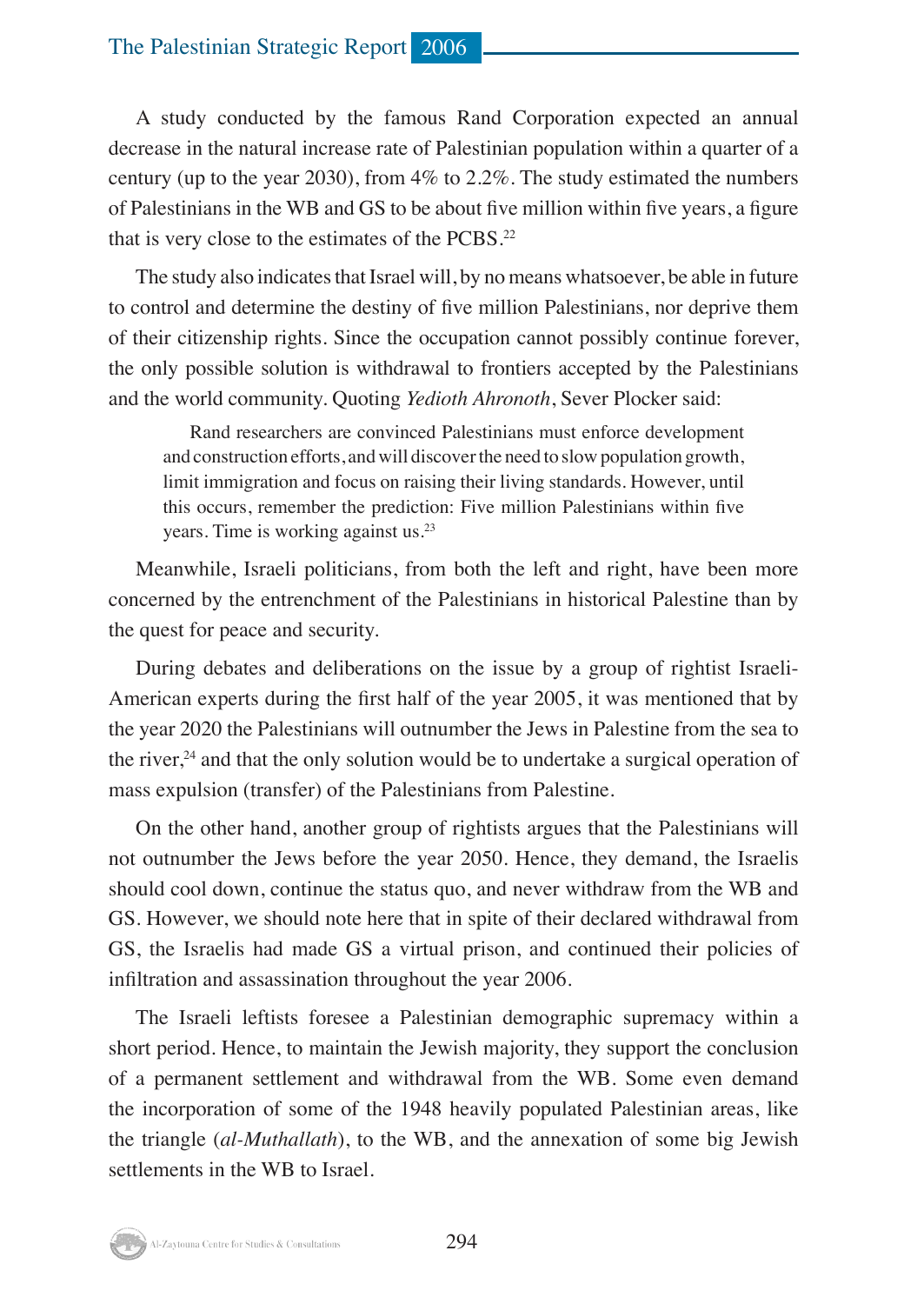A study conducted by the famous Rand Corporation expected an annual decrease in the natural increase rate of Palestinian population within a quarter of a century (up to the year 2030), from 4% to 2.2%. The study estimated the numbers of Palestinians in the WB and GS to be about five million within five years, a figure that is very close to the estimates of the PCBS.[22]

The study also indicates that Israel will, by no means whatsoever, be able in future to control and determine the destiny of five million Palestinians, nor deprive them of their citizenship rights. Since the occupation cannot possibly continue forever, the only possible solution is withdrawal to frontiers accepted by the Palestinians and the world community. Quoting *Yedioth Ahronoth*, Sever Plocker said:

> Rand researchers are convinced Palestinians must enforce development and construction efforts, and will discover the need to slow population growth, limit immigration and focus on raising their living standards. However, until this occurs, remember the prediction: Five million Palestinians within five years. Time is working against us.[23]

Meanwhile, Israeli politicians, from both the left and right, have been more concerned by the entrenchment of the Palestinians in historical Palestine than by the quest for peace and security.

During debates and deliberations on the issue by a group of rightist Israeli-American experts during the first half of the year 2005, it was mentioned that by the year 2020 the Palestinians will outnumber the Jews in Palestine from the sea to the river,[24] and that the only solution would be to undertake a surgical operation of mass expulsion (transfer) of the Palestinians from Palestine.

On the other hand, another group of rightists argues that the Palestinians will not outnumber the Jews before the year 2050. Hence, they demand, the Israelis should cool down, continue the status quo, and never withdraw from the WB and GS. However, we should note here that in spite of their declared withdrawal from GS, the Israelis had made GS a virtual prison, and continued their policies of infiltration and assassination throughout the year 2006.

The Israeli leftists foresee a Palestinian demographic supremacy within a short period. Hence, to maintain the Jewish majority, they support the conclusion of a permanent settlement and withdrawal from the WB. Some even demand the incorporation of some of the 1948 heavily populated Palestinian areas, like the triangle (*al-Muthallath*), to the WB, and the annexation of some big Jewish settlements in the WB to Israel.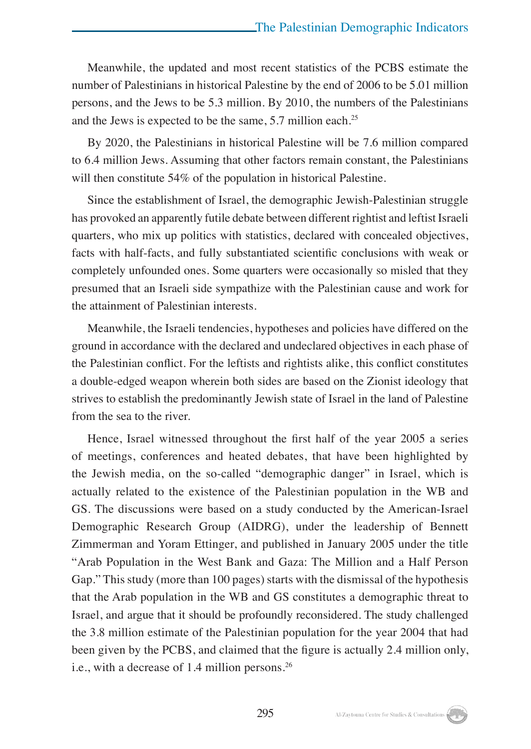Meanwhile, the updated and most recent statistics of the PCBS estimate the number of Palestinians in historical Palestine by the end of 2006 to be 5.01 million persons, and the Jews to be 5.3 million. By 2010, the numbers of the Palestinians and the Jews is expected to be the same, 5.7 million each.[25]

By 2020, the Palestinians in historical Palestine will be 7.6 million compared to 6.4 million Jews. Assuming that other factors remain constant, the Palestinians will then constitute 54% of the population in historical Palestine.

Since the establishment of Israel, the demographic Jewish-Palestinian struggle has provoked an apparently futile debate between different rightist and leftist Israeli quarters, who mix up politics with statistics, declared with concealed objectives, facts with half-facts, and fully substantiated scientific conclusions with weak or completely unfounded ones. Some quarters were occasionally so misled that they presumed that an Israeli side sympathize with the Palestinian cause and work for the attainment of Palestinian interests.

Meanwhile, the Israeli tendencies, hypotheses and policies have differed on the ground in accordance with the declared and undeclared objectives in each phase of the Palestinian conflict. For the leftists and rightists alike, this conflict constitutes a double-edged weapon wherein both sides are based on the Zionist ideology that strives to establish the predominantly Jewish state of Israel in the land of Palestine from the sea to the river.

Hence, Israel witnessed throughout the first half of the year 2005 a series of meetings, conferences and heated debates, that have been highlighted by the Jewish media, on the so-called "demographic danger" in Israel, which is actually related to the existence of the Palestinian population in the WB and GS. The discussions were based on a study conducted by the American-Israel Demographic Research Group (AIDRG), under the leadership of Bennett Zimmerman and Yoram Ettinger, and published in January 2005 under the title "Arab Population in the West Bank and Gaza: The Million and a Half Person Gap." This study (more than 100 pages) starts with the dismissal of the hypothesis that the Arab population in the WB and GS constitutes a demographic threat to Israel, and argue that it should be profoundly reconsidered. The study challenged the 3.8 million estimate of the Palestinian population for the year 2004 that had been given by the PCBS, and claimed that the figure is actually 2.4 million only, i.e., with a decrease of 1.4 million persons.[26]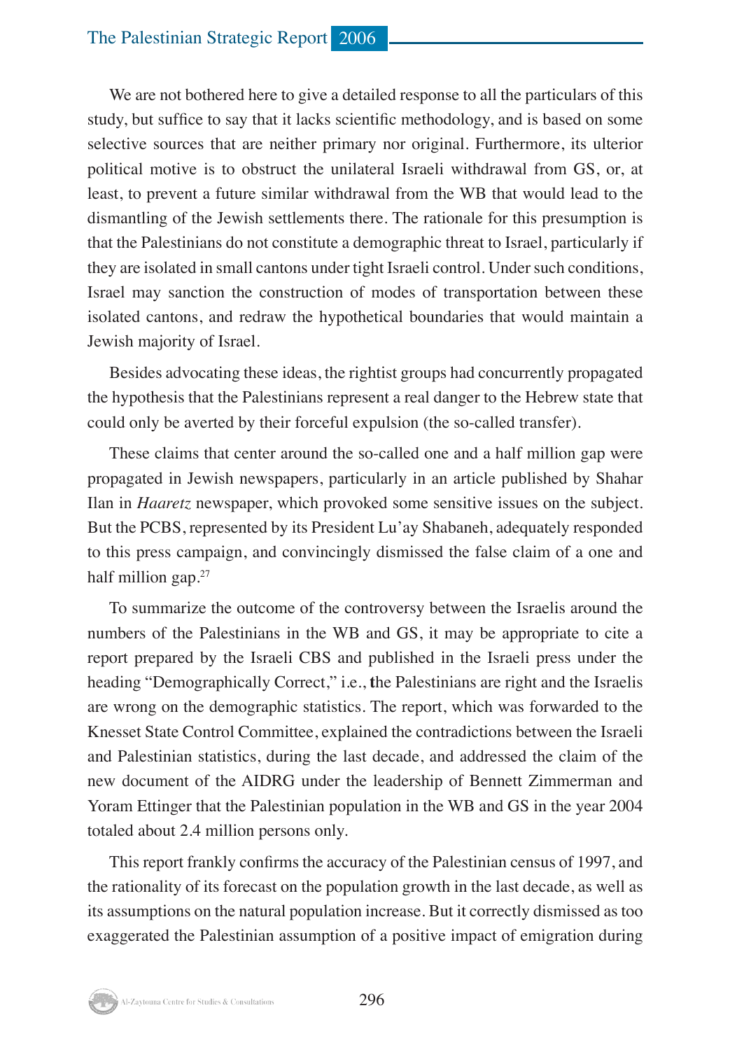We are not bothered here to give a detailed response to all the particulars of this study, but suffice to say that it lacks scientific methodology, and is based on some selective sources that are neither primary nor original. Furthermore, its ulterior political motive is to obstruct the unilateral Israeli withdrawal from GS, or, at least, to prevent a future similar withdrawal from the WB that would lead to the dismantling of the Jewish settlements there. The rationale for this presumption is that the Palestinians do not constitute a demographic threat to Israel, particularly if they are isolated in small cantons under tight Israeli control. Under such conditions, Israel may sanction the construction of modes of transportation between these isolated cantons, and redraw the hypothetical boundaries that would maintain a Jewish majority of Israel.

Besides advocating these ideas, the rightist groups had concurrently propagated the hypothesis that the Palestinians represent a real danger to the Hebrew state that could only be averted by their forceful expulsion (the so-called transfer).

These claims that center around the so-called one and a half million gap were propagated in Jewish newspapers, particularly in an article published by Shahar Ilan in *Haaretz* newspaper, which provoked some sensitive issues on the subject. But the PCBS, represented by its President Lu'ay Shabaneh, adequately responded to this press campaign, and convincingly dismissed the false claim of a one and half million gap.[27]

To summarize the outcome of the controversy between the Israelis around the numbers of the Palestinians in the WB and GS, it may be appropriate to cite a report prepared by the Israeli CBS and published in the Israeli press under the heading "Demographically Correct," i.e., the Palestinians are right and the Israelis are wrong on the demographic statistics. The report, which was forwarded to the Knesset State Control Committee, explained the contradictions between the Israeli and Palestinian statistics, during the last decade, and addressed the claim of the new document of the AIDRG under the leadership of Bennett Zimmerman and Yoram Ettinger that the Palestinian population in the WB and GS in the year 2004 totaled about 2.4 million persons only.

This report frankly confirms the accuracy of the Palestinian census of 1997, and the rationality of its forecast on the population growth in the last decade, as well as its assumptions on the natural population increase. But it correctly dismissed as too exaggerated the Palestinian assumption of a positive impact of emigration during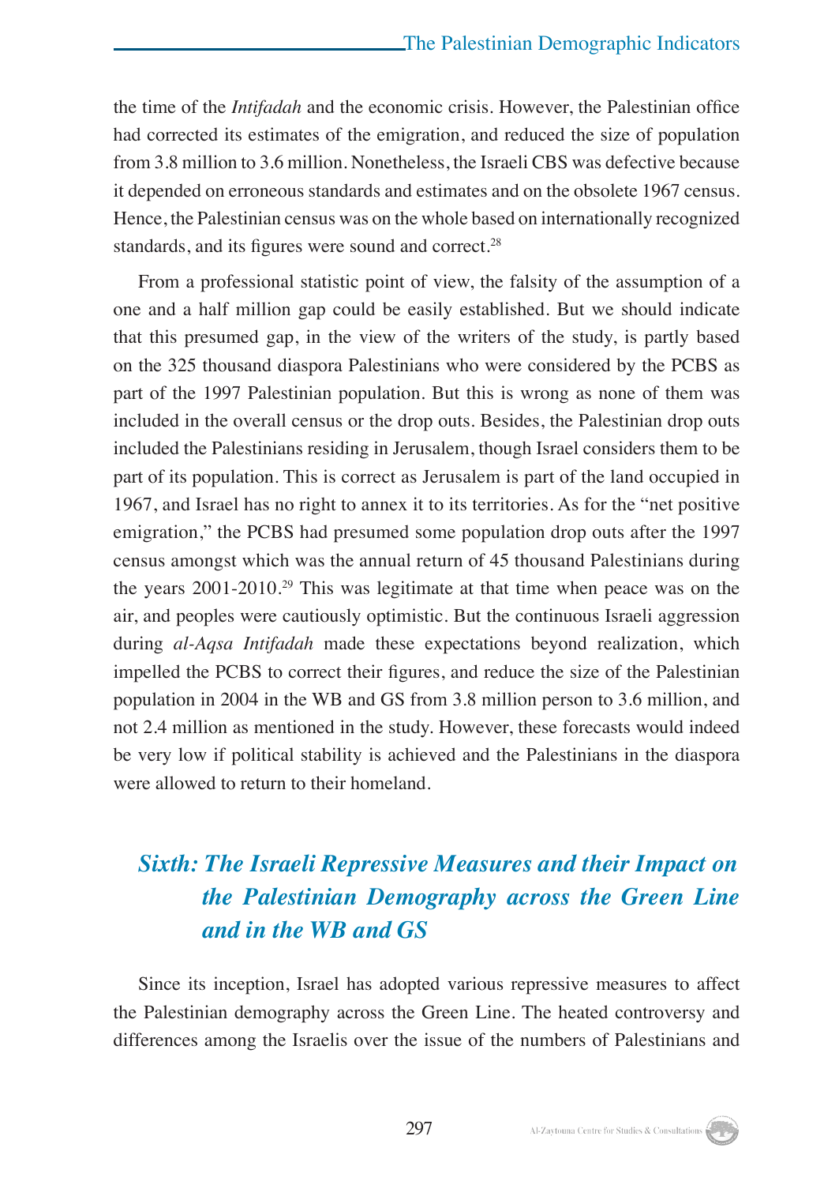the time of the *Intifadah* and the economic crisis. However, the Palestinian office had corrected its estimates of the emigration, and reduced the size of population from 3.8 million to 3.6 million. Nonetheless, the Israeli CBS was defective because it depended on erroneous standards and estimates and on the obsolete 1967 census. Hence, the Palestinian census was on the whole based on internationally recognized standards, and its figures were sound and correct.[28]

From a professional statistic point of view, the falsity of the assumption of a one and a half million gap could be easily established. But we should indicate that this presumed gap, in the view of the writers of the study, is partly based on the 325 thousand diaspora Palestinians who were considered by the PCBS as part of the 1997 Palestinian population. But this is wrong as none of them was included in the overall census or the drop outs. Besides, the Palestinian drop outs included the Palestinians residing in Jerusalem, though Israel considers them to be part of its population. This is correct as Jerusalem is part of the land occupied in 1967, and Israel has no right to annex it to its territories. As for the "net positive emigration," the PCBS had presumed some population drop outs after the 1997 census amongst which was the annual return of 45 thousand Palestinians during the years 2001-2010.[29] This was legitimate at that time when peace was on the air, and peoples were cautiously optimistic. But the continuous Israeli aggression during *al-Aqsa Intifadah* made these expectations beyond realization, which impelled the PCBS to correct their figures, and reduce the size of the Palestinian population in 2004 in the WB and GS from 3.8 million person to 3.6 million, and not 2.4 million as mentioned in the study. However, these forecasts would indeed be very low if political stability is achieved and the Palestinians in the diaspora were allowed to return to their homeland.

## *Sixth: The Israeli Repressive Measures and their Impact on the Palestinian Demography across the Green Line and in the WB and GS*

Since its inception, Israel has adopted various repressive measures to affect the Palestinian demography across the Green Line. The heated controversy and differences among the Israelis over the issue of the numbers of Palestinians and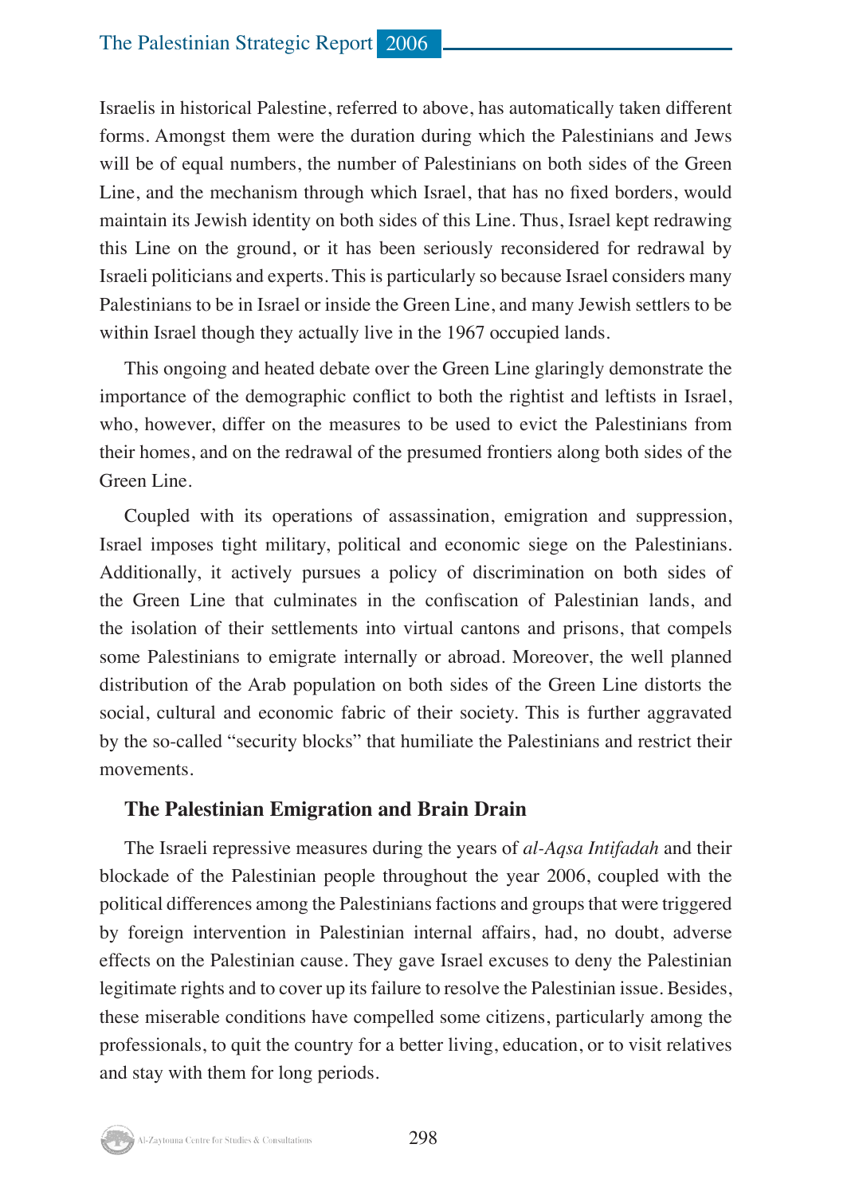Israelis in historical Palestine, referred to above, has automatically taken different forms. Amongst them were the duration during which the Palestinians and Jews will be of equal numbers, the number of Palestinians on both sides of the Green Line, and the mechanism through which Israel, that has no fixed borders, would maintain its Jewish identity on both sides of this Line. Thus, Israel kept redrawing this Line on the ground, or it has been seriously reconsidered for redrawal by Israeli politicians and experts. This is particularly so because Israel considers many Palestinians to be in Israel or inside the Green Line, and many Jewish settlers to be within Israel though they actually live in the 1967 occupied lands.

This ongoing and heated debate over the Green Line glaringly demonstrate the importance of the demographic conflict to both the rightist and leftists in Israel, who, however, differ on the measures to be used to evict the Palestinians from their homes, and on the redrawal of the presumed frontiers along both sides of the Green Line.

Coupled with its operations of assassination, emigration and suppression, Israel imposes tight military, political and economic siege on the Palestinians. Additionally, it actively pursues a policy of discrimination on both sides of the Green Line that culminates in the confiscation of Palestinian lands, and the isolation of their settlements into virtual cantons and prisons, that compels some Palestinians to emigrate internally or abroad. Moreover, the well planned distribution of the Arab population on both sides of the Green Line distorts the social, cultural and economic fabric of their society. This is further aggravated by the so-called "security blocks" that humiliate the Palestinians and restrict their movements.

### The Palestinian Emigration and Brain Drain

The Israeli repressive measures during the years of *al-Aqsa Intifadah* and their blockade of the Palestinian people throughout the year 2006, coupled with the political differences among the Palestinians factions and groups that were triggered by foreign intervention in Palestinian internal affairs, had, no doubt, adverse effects on the Palestinian cause. They gave Israel excuses to deny the Palestinian legitimate rights and to cover up its failure to resolve the Palestinian issue. Besides, these miserable conditions have compelled some citizens, particularly among the professionals, to quit the country for a better living, education, or to visit relatives and stay with them for long periods.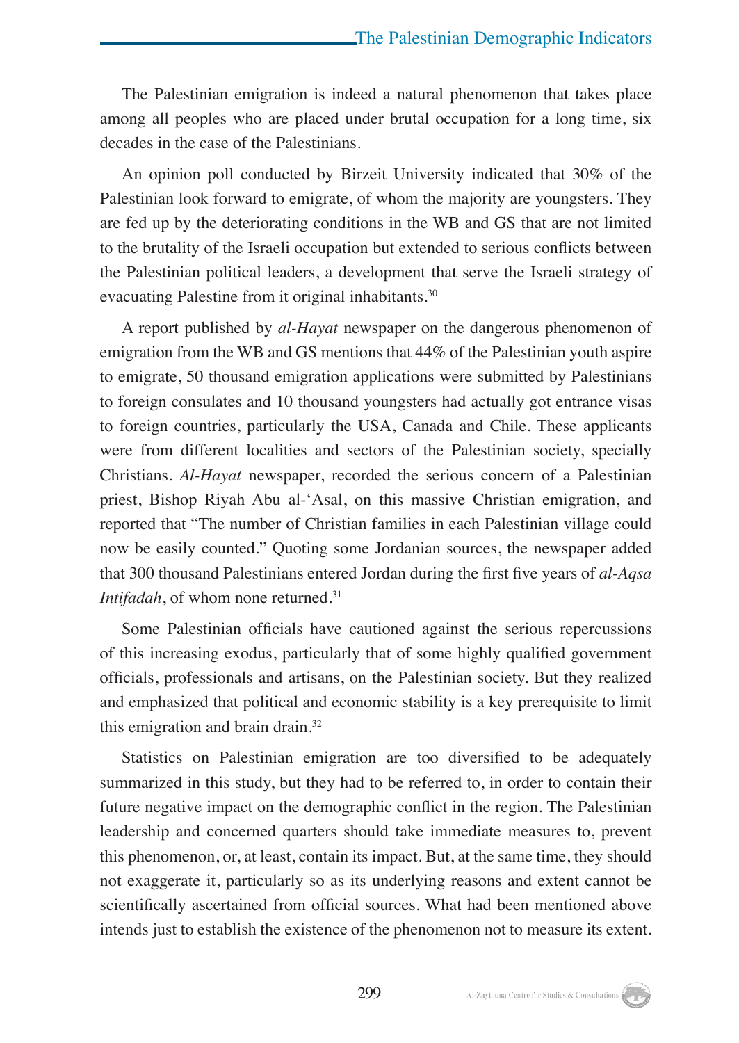The Palestinian emigration is indeed a natural phenomenon that takes place among all peoples who are placed under brutal occupation for a long time, six decades in the case of the Palestinians.

An opinion poll conducted by Birzeit University indicated that 30% of the Palestinian look forward to emigrate, of whom the majority are youngsters. They are fed up by the deteriorating conditions in the WB and GS that are not limited to the brutality of the Israeli occupation but extended to serious conflicts between the Palestinian political leaders, a development that serve the Israeli strategy of evacuating Palestine from it original inhabitants.[30]

A report published by *al-Hayat* newspaper on the dangerous phenomenon of emigration from the WB and GS mentions that 44% of the Palestinian youth aspire to emigrate, 50 thousand emigration applications were submitted by Palestinians to foreign consulates and 10 thousand youngsters had actually got entrance visas to foreign countries, particularly the USA, Canada and Chile. These applicants were from different localities and sectors of the Palestinian society, specially Christians. *Al-Hayat* newspaper, recorded the serious concern of a Palestinian priest, Bishop Riyah Abu al-'Asal, on this massive Christian emigration, and reported that "The number of Christian families in each Palestinian village could now be easily counted." Quoting some Jordanian sources, the newspaper added that 300 thousand Palestinians entered Jordan during the first five years of *al-Aqsa Intifadah*, of whom none returned.[31]

Some Palestinian officials have cautioned against the serious repercussions of this increasing exodus, particularly that of some highly qualified government officials, professionals and artisans, on the Palestinian society. But they realized and emphasized that political and economic stability is a key prerequisite to limit this emigration and brain drain.[32]

Statistics on Palestinian emigration are too diversified to be adequately summarized in this study, but they had to be referred to, in order to contain their future negative impact on the demographic conflict in the region. The Palestinian leadership and concerned quarters should take immediate measures to, prevent this phenomenon, or, at least, contain its impact. But, at the same time, they should not exaggerate it, particularly so as its underlying reasons and extent cannot be scientifically ascertained from official sources. What had been mentioned above intends just to establish the existence of the phenomenon not to measure its extent.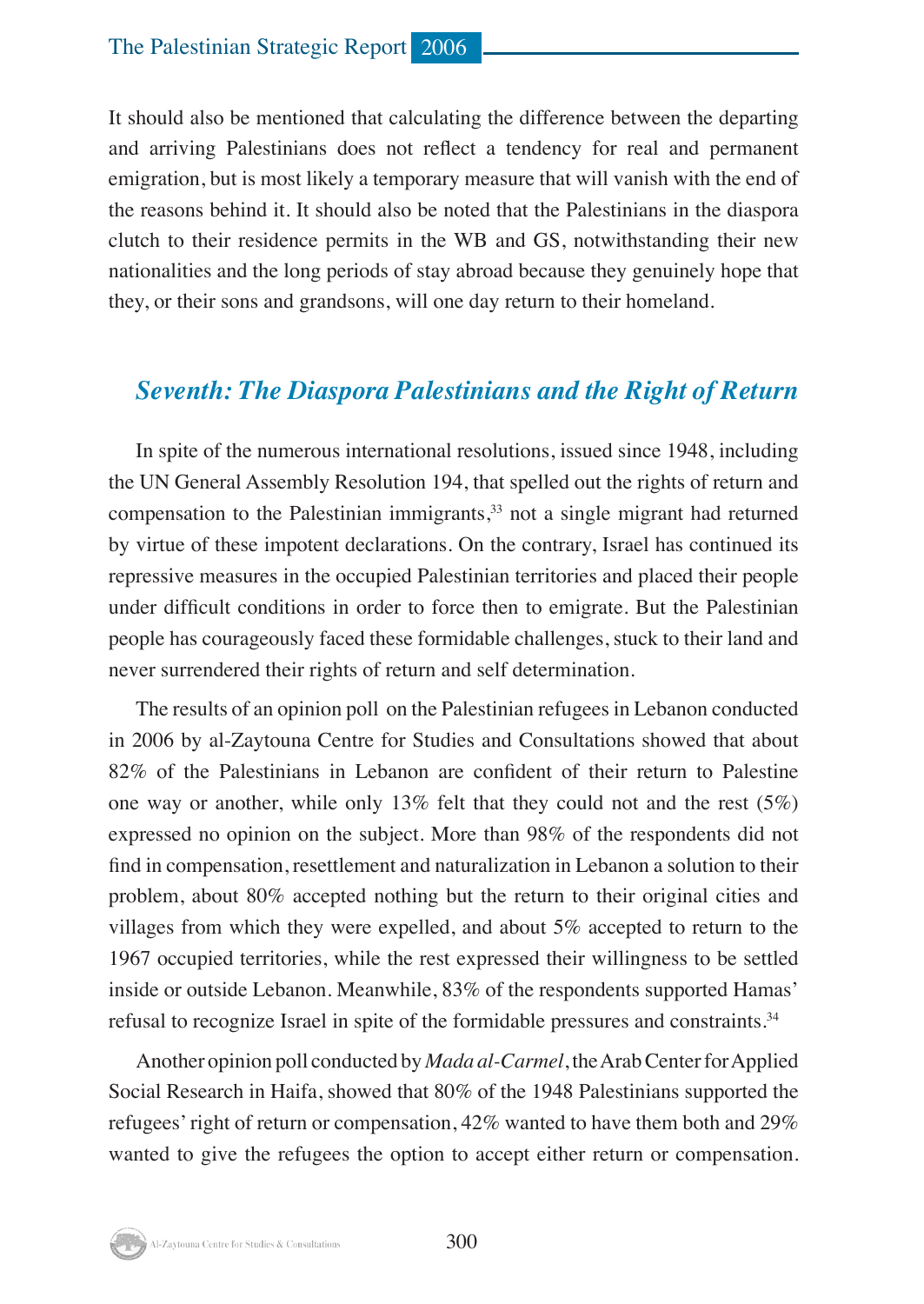It should also be mentioned that calculating the difference between the departing and arriving Palestinians does not reflect a tendency for real and permanent emigration, but is most likely a temporary measure that will vanish with the end of the reasons behind it. It should also be noted that the Palestinians in the diaspora clutch to their residence permits in the WB and GS, notwithstanding their new nationalities and the long periods of stay abroad because they genuinely hope that they, or their sons and grandsons, will one day return to their homeland.

## *Seventh: The Diaspora Palestinians and the Right of Return*

In spite of the numerous international resolutions, issued since 1948, including the UN General Assembly Resolution 194, that spelled out the rights of return and compensation to the Palestinian immigrants,[33] not a single migrant had returned by virtue of these impotent declarations. On the contrary, Israel has continued its repressive measures in the occupied Palestinian territories and placed their people under difficult conditions in order to force then to emigrate. But the Palestinian people has courageously faced these formidable challenges, stuck to their land and never surrendered their rights of return and self determination.

The results of an opinion poll on the Palestinian refugees in Lebanon conducted in 2006 by al-Zaytouna Centre for Studies and Consultations showed that about 82% of the Palestinians in Lebanon are confident of their return to Palestine one way or another, while only 13% felt that they could not and the rest (5%) expressed no opinion on the subject. More than 98% of the respondents did not find in compensation, resettlement and naturalization in Lebanon a solution to their problem, about 80% accepted nothing but the return to their original cities and villages from which they were expelled, and about 5% accepted to return to the 1967 occupied territories, while the rest expressed their willingness to be settled inside or outside Lebanon. Meanwhile, 83% of the respondents supported Hamas' refusal to recognize Israel in spite of the formidable pressures and constraints.[34]

Another opinion poll conducted by *Mada al-Carmel*, the Arab Center for Applied Social Research in Haifa, showed that 80% of the 1948 Palestinians supported the refugees' right of return or compensation, 42% wanted to have them both and 29% wanted to give the refugees the option to accept either return or compensation.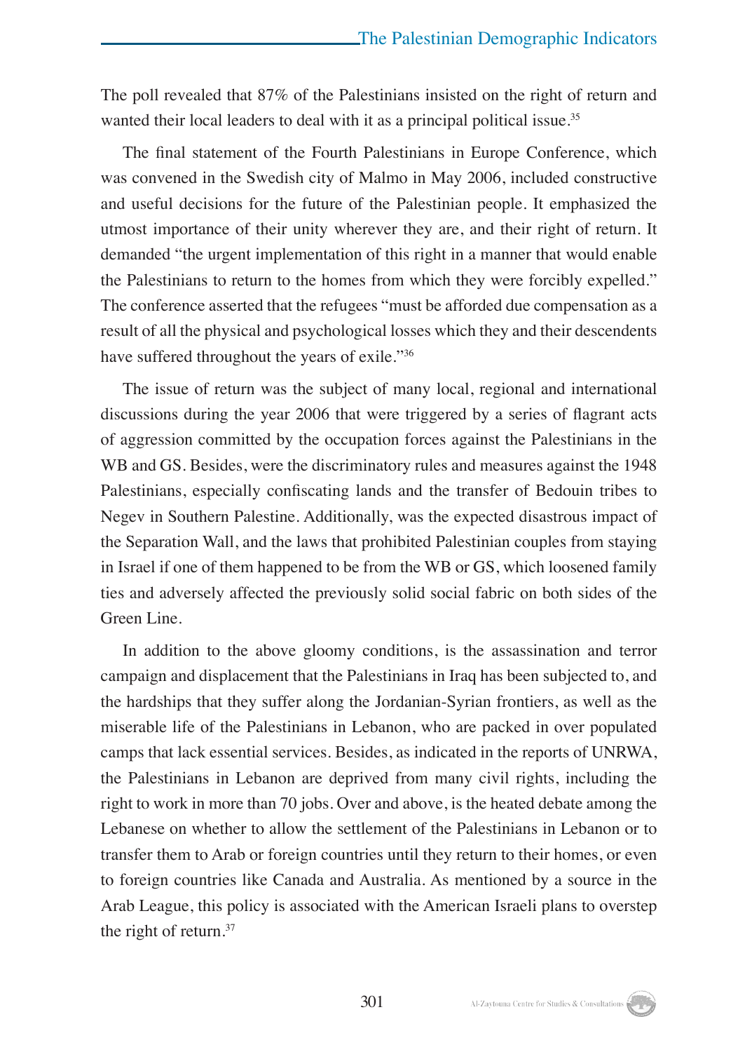The poll revealed that 87% of the Palestinians insisted on the right of return and wanted their local leaders to deal with it as a principal political issue.[35]

The final statement of the Fourth Palestinians in Europe Conference, which was convened in the Swedish city of Malmo in May 2006, included constructive and useful decisions for the future of the Palestinian people. It emphasized the utmost importance of their unity wherever they are, and their right of return. It demanded "the urgent implementation of this right in a manner that would enable the Palestinians to return to the homes from which they were forcibly expelled." The conference asserted that the refugees "must be afforded due compensation as a result of all the physical and psychological losses which they and their descendents have suffered throughout the years of exile."[36]

The issue of return was the subject of many local, regional and international discussions during the year 2006 that were triggered by a series of flagrant acts of aggression committed by the occupation forces against the Palestinians in the WB and GS. Besides, were the discriminatory rules and measures against the 1948 Palestinians, especially confiscating lands and the transfer of Bedouin tribes to Negev in Southern Palestine. Additionally, was the expected disastrous impact of the Separation Wall, and the laws that prohibited Palestinian couples from staying in Israel if one of them happened to be from the WB or GS, which loosened family ties and adversely affected the previously solid social fabric on both sides of the Green Line.

In addition to the above gloomy conditions, is the assassination and terror campaign and displacement that the Palestinians in Iraq has been subjected to, and the hardships that they suffer along the Jordanian-Syrian frontiers, as well as the miserable life of the Palestinians in Lebanon, who are packed in over populated camps that lack essential services. Besides, as indicated in the reports of UNRWA, the Palestinians in Lebanon are deprived from many civil rights, including the right to work in more than 70 jobs. Over and above, is the heated debate among the Lebanese on whether to allow the settlement of the Palestinians in Lebanon or to transfer them to Arab or foreign countries until they return to their homes, or even to foreign countries like Canada and Australia. As mentioned by a source in the Arab League, this policy is associated with the American Israeli plans to overstep the right of return.[37]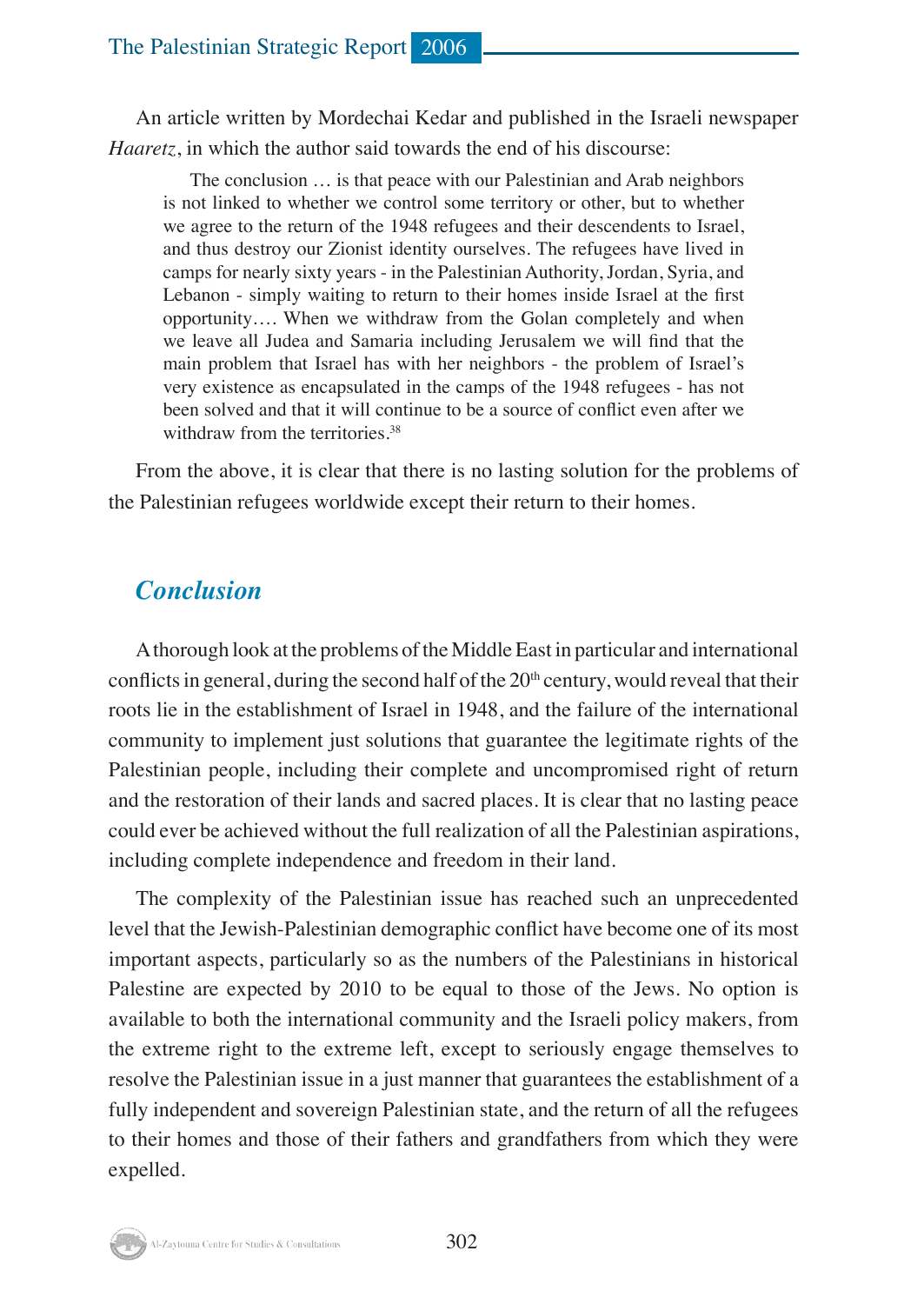An article written by Mordechai Kedar and published in the Israeli newspaper *Haaretz*, in which the author said towards the end of his discourse:

> The conclusion … is that peace with our Palestinian and Arab neighbors is not linked to whether we control some territory or other, but to whether we agree to the return of the 1948 refugees and their descendents to Israel, and thus destroy our Zionist identity ourselves. The refugees have lived in camps for nearly sixty years - in the Palestinian Authority, Jordan, Syria, and Lebanon - simply waiting to return to their homes inside Israel at the first opportunity…. When we withdraw from the Golan completely and when we leave all Judea and Samaria including Jerusalem we will find that the main problem that Israel has with her neighbors - the problem of Israel's very existence as encapsulated in the camps of the 1948 refugees - has not been solved and that it will continue to be a source of conflict even after we withdraw from the territories.[38]

From the above, it is clear that there is no lasting solution for the problems of the Palestinian refugees worldwide except their return to their homes.

## *Conclusion*

A thorough look at the problems of the Middle East in particular and international conflicts in general, during the second half of the 20th century, would reveal that their roots lie in the establishment of Israel in 1948, and the failure of the international community to implement just solutions that guarantee the legitimate rights of the Palestinian people, including their complete and uncompromised right of return and the restoration of their lands and sacred places. It is clear that no lasting peace could ever be achieved without the full realization of all the Palestinian aspirations, including complete independence and freedom in their land.

The complexity of the Palestinian issue has reached such an unprecedented level that the Jewish-Palestinian demographic conflict have become one of its most important aspects, particularly so as the numbers of the Palestinians in historical Palestine are expected by 2010 to be equal to those of the Jews. No option is available to both the international community and the Israeli policy makers, from the extreme right to the extreme left, except to seriously engage themselves to resolve the Palestinian issue in a just manner that guarantees the establishment of a fully independent and sovereign Palestinian state, and the return of all the refugees to their homes and those of their fathers and grandfathers from which they were expelled.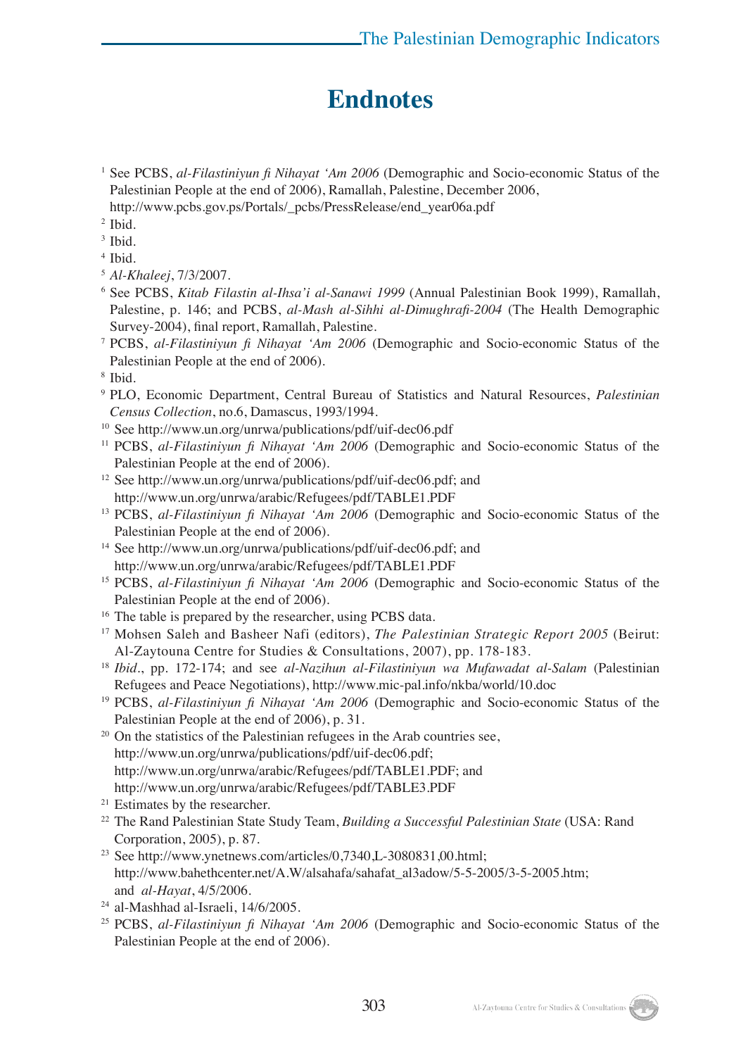# Endnotes

[1] See PCBS, *al-Filastiniyun fi Nihayat 'Am 2006* (Demographic and Socio-economic Status of the Palestinian People at the end of 2006), Ramallah, Palestine, December 2006, http://www.pcbs.gov.ps/Portals/_pcbs/PressRelease/end_year06a.pdf

[2] Ibid.

[3] Ibid.

[4] Ibid.

[5] *Al-Khaleej*, 7/3/2007.

[6] See PCBS, *Kitab Filastin al-Ihsa'i al-Sanawi 1999* (Annual Palestinian Book 1999), Ramallah, Palestine, p. 146; and PCBS, *al-Mash al-Sihhi al-Dimughrafi-2004* (The Health Demographic Survey-2004), final report, Ramallah, Palestine.

[7] PCBS, *al-Filastiniyun fi Nihayat 'Am 2006* (Demographic and Socio-economic Status of the Palestinian People at the end of 2006).

[8] Ibid.

[9] PLO, Economic Department, Central Bureau of Statistics and Natural Resources, *Palestinian Census Collection*, no.6, Damascus, 1993/1994.

[10] See http://www.un.org/unrwa/publications/pdf/uif-dec06.pdf

[11] PCBS, *al-Filastiniyun fi Nihayat 'Am 2006* (Demographic and Socio-economic Status of the Palestinian People at the end of 2006).

[12] See http://www.un.org/unrwa/publications/pdf/uif-dec06.pdf; and http://www.un.org/unrwa/arabic/Refugees/pdf/TABLE1.PDF

[13] PCBS, *al-Filastiniyun fi Nihayat 'Am 2006* (Demographic and Socio-economic Status of the Palestinian People at the end of 2006).

[14] See http://www.un.org/unrwa/publications/pdf/uif-dec06.pdf; and http://www.un.org/unrwa/arabic/Refugees/pdf/TABLE1.PDF

[15] PCBS, *al-Filastiniyun fi Nihayat 'Am 2006* (Demographic and Socio-economic Status of the Palestinian People at the end of 2006).

[16] The table is prepared by the researcher, using PCBS data.

[17] Mohsen Saleh and Basheer Nafi (editors), *The Palestinian Strategic Report 2005* (Beirut: Al-Zaytouna Centre for Studies & Consultations, 2007), pp. 178-183.

[18] *Ibid*., pp. 172-174; and see *al-Nazihun al-Filastiniyun wa Mufawadat al-Salam* (Palestinian Refugees and Peace Negotiations), http://www.mic-pal.info/nkba/world/10.doc

[19] PCBS, *al-Filastiniyun fi Nihayat 'Am 2006* (Demographic and Socio-economic Status of the Palestinian People at the end of 2006), p. 31.

[20] On the statistics of the Palestinian refugees in the Arab countries see, http://www.un.org/unrwa/publications/pdf/uif-dec06.pdf; http://www.un.org/unrwa/arabic/Refugees/pdf/TABLE1.PDF; and http://www.un.org/unrwa/arabic/Refugees/pdf/TABLE3.PDF

[21] Estimates by the researcher.

[22] The Rand Palestinian State Study Team, *Building a Successful Palestinian State* (USA: Rand Corporation, 2005), p. 87.

[23] See http://www.ynetnews.com/articles/0,7340,L-3080831,00.html; http://www.bahethcenter.net/A.W/alsahafa/sahafat_al3adow/5-5-2005/3-5-2005.htm; and *al-Hayat*, 4/5/2006.

[24] al-Mashhad al-Israeli, 14/6/2005.

[25] PCBS, *al-Filastiniyun fi Nihayat 'Am 2006* (Demographic and Socio-economic Status of the Palestinian People at the end of 2006).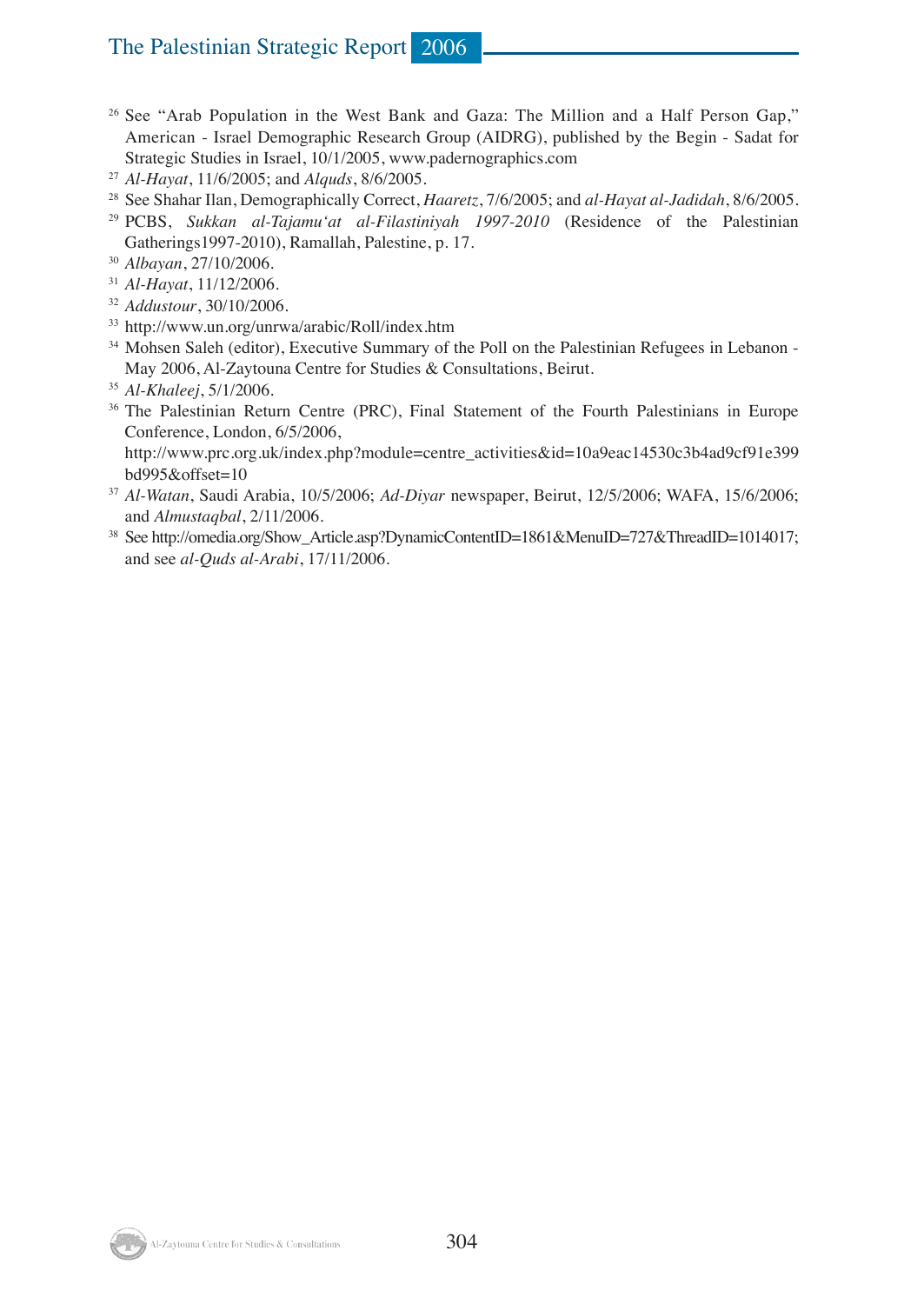[26] See "Arab Population in the West Bank and Gaza: The Million and a Half Person Gap," American - Israel Demographic Research Group (AIDRG), published by the Begin - Sadat for Strategic Studies in Israel, 10/1/2005, www.padernographics.com

[27] *Al-Hayat*, 11/6/2005; and *Alquds*, 8/6/2005.

[28] See Shahar Ilan, Demographically Correct, *Haaretz*, 7/6/2005; and *al-Hayat al-Jadidah*, 8/6/2005.

[29] PCBS, *Sukkan al-Tajamu'at al-Filastiniyah 1997-2010* (Residence of the Palestinian Gatherings1997-2010), Ramallah, Palestine, p. 17.

[30] *Albayan*, 27/10/2006.

[31] *Al-Hayat*, 11/12/2006.

[32] *Addustour*, 30/10/2006.

[33] http://www.un.org/unrwa/arabic/Roll/index.htm

[34] Mohsen Saleh (editor), Executive Summary of the Poll on the Palestinian Refugees in Lebanon - May 2006, Al-Zaytouna Centre for Studies & Consultations, Beirut.

[35] *Al-Khaleej*, 5/1/2006.

[36] The Palestinian Return Centre (PRC), Final Statement of the Fourth Palestinians in Europe Conference, London, 6/5/2006,
http://www.prc.org.uk/index.php?module=centre_activities&id=10a9eac14530c3b4ad9cf91e399bd995&offset=10

[37] *Al-Watan*, Saudi Arabia, 10/5/2006; *Ad-Diyar* newspaper, Beirut, 12/5/2006; WAFA, 15/6/2006; and *Almustaqbal*, 2/11/2006.

[38] See http://omedia.org/Show_Article.asp?DynamicContentID=1861&MenuID=727&ThreadID=1014017; and see *al-Quds al-Arabi*, 17/11/2006.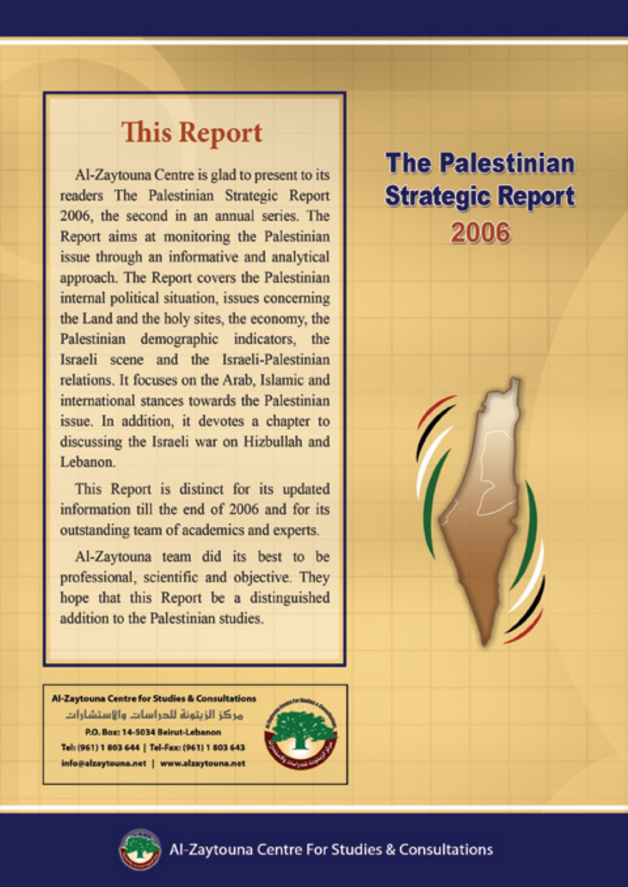# This Report

Al-Zaytouna Centre is glad to present to its readers The Palestinian Strategic Report 2006, the second in an annual series. The Report aims at monitoring the Palestinian issue through an informative and analytical approach. The Report covers the Palestinian internal political situation, issues concerning the Land and the holy sites, the economy, the Palestinian demographic indicators, the Israeli scene and the Israeli-Palestinian relations. It focuses on the Arab, Islamic and international stances towards the Palestinian issue. In addition, it devotes a chapter to discussing the Israeli war on Hizbullah and Lebanon.

This Report is distinct for its updated information till the end of 2006 and for its outstanding team of academics and experts.

Al-Zaytouna team did its best to be professional, scientific and objective. They hope that this Report be a distinguished addition to the Palestinian studies.

# The Palestinian Strategic Report 2006

**Al-Zaytouna Centre for Studies & Consultations**

مركز الزيتونة للدراسات والإستشارات

P.O. Box: 14-5034 Beirut-Lebanon

Tel: (961) 1 803 644 | Tel-Fax: (961) 1 803 643

info@alzaytouna.net | www.alzaytouna.net

Al-Zaytouna Centre For Studies & Consultations